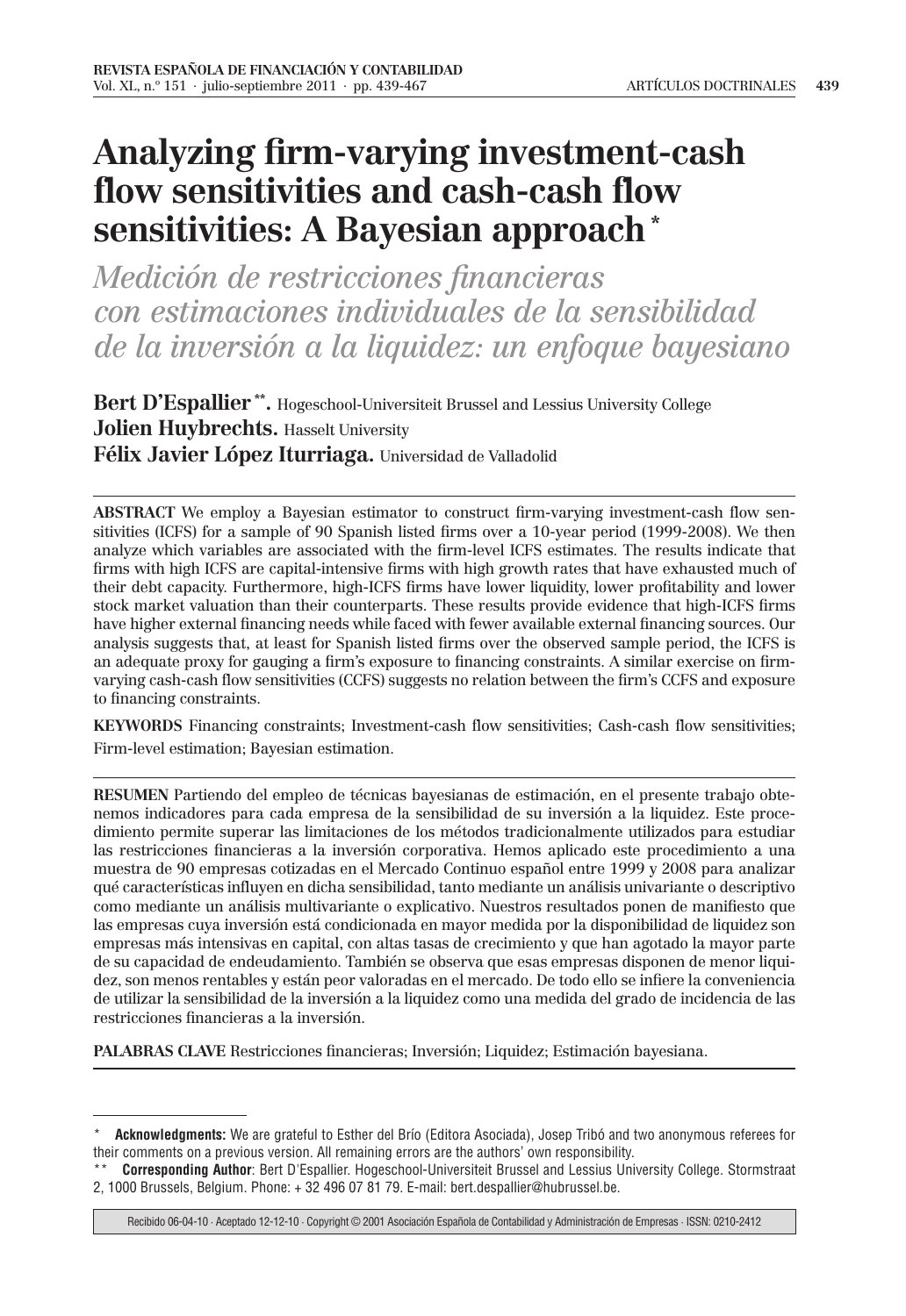# Analyzing firm-varying investment-cash flow sensitivities and cash-cash flow sensitivities: A Bayesian approach *

## *Medición de restricciones financieras con estimaciones individuales de la sensibilidad de la inversión a la liquidez: un enfoque bayesiano*

**Bert D'Espallier** **. Hogeschool-Universiteit Brussel and Lessius University College
**Jolien Huybrechts.** Hasselt University
**Félix Javier López Iturriaga.** Universidad de Valladolid

---

**ABSTRACT** We employ a Bayesian estimator to construct firm-varying investment-cash flow sensitivities (ICFS) for a sample of 90 Spanish listed firms over a 10-year period (1999-2008). We then analyze which variables are associated with the firm-level ICFS estimates. The results indicate that firms with high ICFS are capital-intensive firms with high growth rates that have exhausted much of their debt capacity. Furthermore, high-ICFS firms have lower liquidity, lower profitability and lower stock market valuation than their counterparts. These results provide evidence that high-ICFS firms have higher external financing needs while faced with fewer available external financing sources. Our analysis suggests that, at least for Spanish listed firms over the observed sample period, the ICFS is an adequate proxy for gauging a firm's exposure to financing constraints. A similar exercise on firm-varying cash-cash flow sensitivities (CCFS) suggests no relation between the firm's CCFS and exposure to financing constraints.

**KEYWORDS** Financing constraints; Investment-cash flow sensitivities; Cash-cash flow sensitivities; Firm-level estimation; Bayesian estimation.

---

**RESUMEN** Partiendo del empleo de técnicas bayesianas de estimación, en el presente trabajo obtenemos indicadores para cada empresa de la sensibilidad de su inversión a la liquidez. Este procedimiento permite superar las limitaciones de los métodos tradicionalmente utilizados para estudiar las restricciones financieras a la inversión corporativa. Hemos aplicado este procedimiento a una muestra de 90 empresas cotizadas en el Mercado Continuo español entre 1999 y 2008 para analizar qué características influyen en dicha sensibilidad, tanto mediante un análisis univariante o descriptivo como mediante un análisis multivariante o explicativo. Nuestros resultados ponen de manifiesto que las empresas cuya inversión está condicionada en mayor medida por la disponibilidad de liquidez son empresas más intensivas en capital, con altas tasas de crecimiento y que han agotado la mayor parte de su capacidad de endeudamiento. También se observa que esas empresas disponen de menor liquidez, son menos rentables y están peor valoradas en el mercado. De todo ello se infiere la conveniencia de utilizar la sensibilidad de la inversión a la liquidez como una medida del grado de incidencia de las restricciones financieras a la inversión.

**PALABRAS CLAVE** Restricciones financieras; Inversión; Liquidez; Estimación bayesiana.

---

\* **Acknowledgments:** We are grateful to Esther del Brío (Editora Asociada), Josep Tribó and two anonymous referees for their comments on a previous version. All remaining errors are the authors' own responsibility.

\*\* **Corresponding Author**: Bert D'Espallier. Hogeschool-Universiteit Brussel and Lessius University College. Stormstraat 2, 1000 Brussels, Belgium. Phone: + 32 496 07 81 79. E-mail: bert.despallier@hubrussel.be.

Recibido 06-04-10 · Aceptado 12-12-10 · Copyright © 2001 Asociación Española de Contabilidad y Administración de Empresas · ISSN: 0210-2412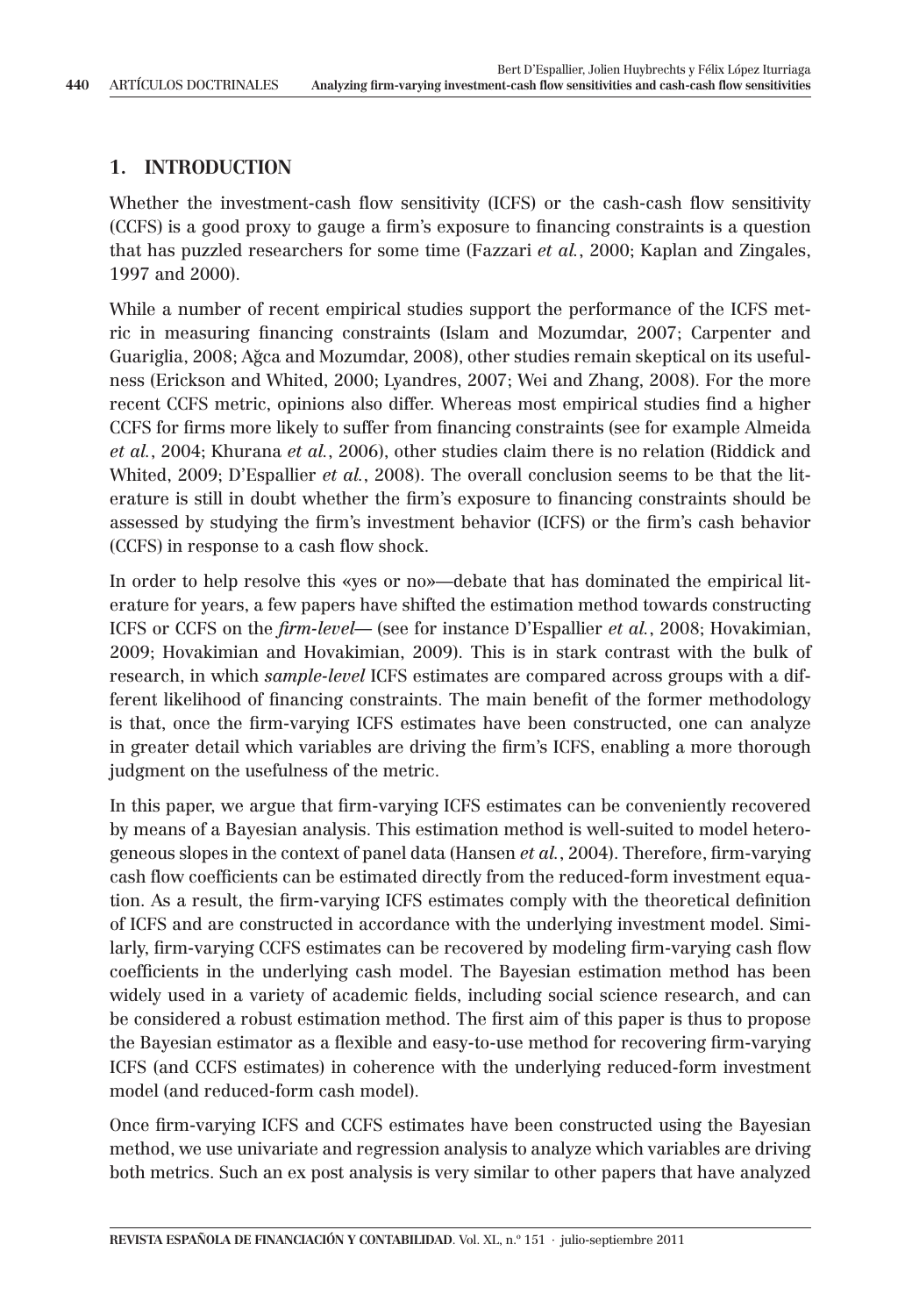## 1. INTRODUCTION

Whether the investment-cash flow sensitivity (ICFS) or the cash-cash flow sensitivity (CCFS) is a good proxy to gauge a firm's exposure to financing constraints is a question that has puzzled researchers for some time (Fazzari *et al.*, 2000; Kaplan and Zingales, 1997 and 2000).

While a number of recent empirical studies support the performance of the ICFS metric in measuring financing constraints (Islam and Mozumdar, 2007; Carpenter and Guariglia, 2008; Ağca and Mozumdar, 2008), other studies remain skeptical on its usefulness (Erickson and Whited, 2000; Lyandres, 2007; Wei and Zhang, 2008). For the more recent CCFS metric, opinions also differ. Whereas most empirical studies find a higher CCFS for firms more likely to suffer from financing constraints (see for example Almeida *et al.*, 2004; Khurana *et al.*, 2006), other studies claim there is no relation (Riddick and Whited, 2009; D'Espallier *et al.*, 2008). The overall conclusion seems to be that the literature is still in doubt whether the firm's exposure to financing constraints should be assessed by studying the firm's investment behavior (ICFS) or the firm's cash behavior (CCFS) in response to a cash flow shock.

In order to help resolve this «yes or no»—debate that has dominated the empirical literature for years, a few papers have shifted the estimation method towards constructing ICFS or CCFS on the *firm-level*— (see for instance D'Espallier *et al.*, 2008; Hovakimian, 2009; Hovakimian and Hovakimian, 2009). This is in stark contrast with the bulk of research, in which *sample-level* ICFS estimates are compared across groups with a different likelihood of financing constraints. The main benefit of the former methodology is that, once the firm-varying ICFS estimates have been constructed, one can analyze in greater detail which variables are driving the firm's ICFS, enabling a more thorough judgment on the usefulness of the metric.

In this paper, we argue that firm-varying ICFS estimates can be conveniently recovered by means of a Bayesian analysis. This estimation method is well-suited to model heterogeneous slopes in the context of panel data (Hansen *et al.*, 2004). Therefore, firm-varying cash flow coefficients can be estimated directly from the reduced-form investment equation. As a result, the firm-varying ICFS estimates comply with the theoretical definition of ICFS and are constructed in accordance with the underlying investment model. Similarly, firm-varying CCFS estimates can be recovered by modeling firm-varying cash flow coefficients in the underlying cash model. The Bayesian estimation method has been widely used in a variety of academic fields, including social science research, and can be considered a robust estimation method. The first aim of this paper is thus to propose the Bayesian estimator as a flexible and easy-to-use method for recovering firm-varying ICFS (and CCFS estimates) in coherence with the underlying reduced-form investment model (and reduced-form cash model).

Once firm-varying ICFS and CCFS estimates have been constructed using the Bayesian method, we use univariate and regression analysis to analyze which variables are driving both metrics. Such an ex post analysis is very similar to other papers that have analyzed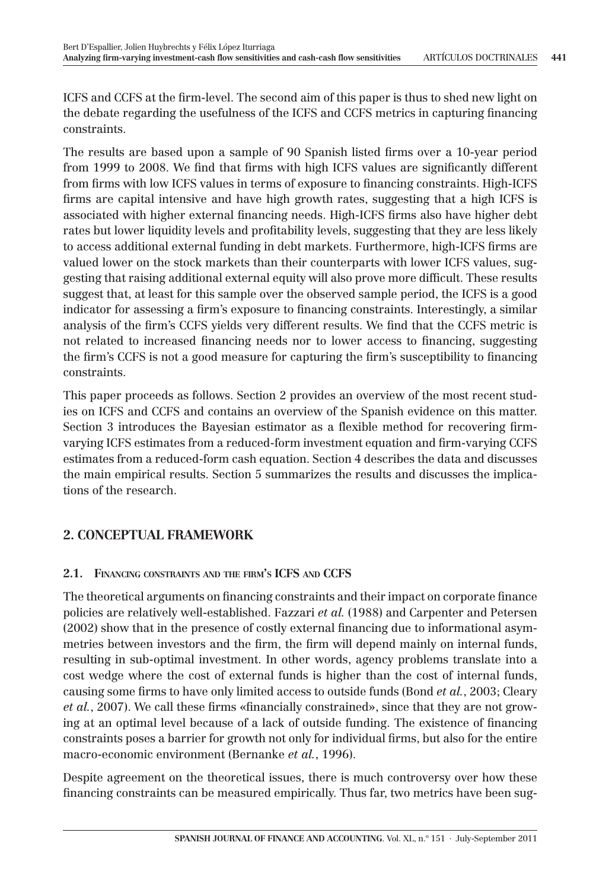ICFS and CCFS at the firm-level. The second aim of this paper is thus to shed new light on the debate regarding the usefulness of the ICFS and CCFS metrics in capturing financing constraints.

The results are based upon a sample of 90 Spanish listed firms over a 10-year period from 1999 to 2008. We find that firms with high ICFS values are significantly different from firms with low ICFS values in terms of exposure to financing constraints. High-ICFS firms are capital intensive and have high growth rates, suggesting that a high ICFS is associated with higher external financing needs. High-ICFS firms also have higher debt rates but lower liquidity levels and profitability levels, suggesting that they are less likely to access additional external funding in debt markets. Furthermore, high-ICFS firms are valued lower on the stock markets than their counterparts with lower ICFS values, suggesting that raising additional external equity will also prove more difficult. These results suggest that, at least for this sample over the observed sample period, the ICFS is a good indicator for assessing a firm's exposure to financing constraints. Interestingly, a similar analysis of the firm's CCFS yields very different results. We find that the CCFS metric is not related to increased financing needs nor to lower access to financing, suggesting the firm's CCFS is not a good measure for capturing the firm's susceptibility to financing constraints.

This paper proceeds as follows. Section 2 provides an overview of the most recent studies on ICFS and CCFS and contains an overview of the Spanish evidence on this matter. Section 3 introduces the Bayesian estimator as a flexible method for recovering firm-varying ICFS estimates from a reduced-form investment equation and firm-varying CCFS estimates from a reduced-form cash equation. Section 4 describes the data and discusses the main empirical results. Section 5 summarizes the results and discusses the implications of the research.

## 2. CONCEPTUAL FRAMEWORK

### 2.1. Financing constraints and the firm's ICFS and CCFS

The theoretical arguments on financing constraints and their impact on corporate finance policies are relatively well-established. Fazzari *et al.* (1988) and Carpenter and Petersen (2002) show that in the presence of costly external financing due to informational asymmetries between investors and the firm, the firm will depend mainly on internal funds, resulting in sub-optimal investment. In other words, agency problems translate into a cost wedge where the cost of external funds is higher than the cost of internal funds, causing some firms to have only limited access to outside funds (Bond *et al.*, 2003; Cleary *et al.*, 2007). We call these firms «financially constrained», since that they are not growing at an optimal level because of a lack of outside funding. The existence of financing constraints poses a barrier for growth not only for individual firms, but also for the entire macro-economic environment (Bernanke *et al.*, 1996).

Despite agreement on the theoretical issues, there is much controversy over how these financing constraints can be measured empirically. Thus far, two metrics have been sug-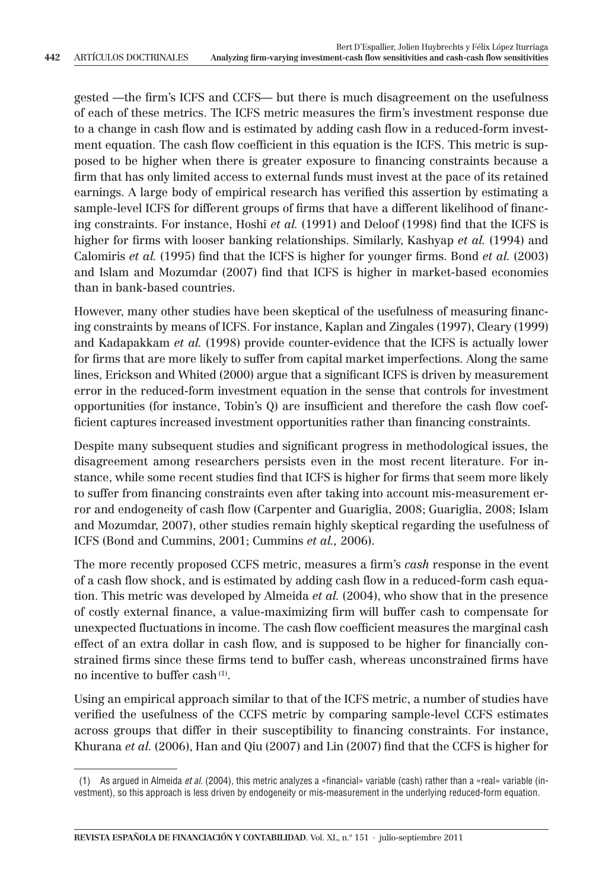gested —the firm's ICFS and CCFS— but there is much disagreement on the usefulness of each of these metrics. The ICFS metric measures the firm's investment response due to a change in cash flow and is estimated by adding cash flow in a reduced-form investment equation. The cash flow coefficient in this equation is the ICFS. This metric is supposed to be higher when there is greater exposure to financing constraints because a firm that has only limited access to external funds must invest at the pace of its retained earnings. A large body of empirical research has verified this assertion by estimating a sample-level ICFS for different groups of firms that have a different likelihood of financing constraints. For instance, Hoshi *et al.* (1991) and Deloof (1998) find that the ICFS is higher for firms with looser banking relationships. Similarly, Kashyap *et al.* (1994) and Calomiris *et al.* (1995) find that the ICFS is higher for younger firms. Bond *et al.* (2003) and Islam and Mozumdar (2007) find that ICFS is higher in market-based economies than in bank-based countries.

However, many other studies have been skeptical of the usefulness of measuring financing constraints by means of ICFS. For instance, Kaplan and Zingales (1997), Cleary (1999) and Kadapakkam *et al.* (1998) provide counter-evidence that the ICFS is actually lower for firms that are more likely to suffer from capital market imperfections. Along the same lines, Erickson and Whited (2000) argue that a significant ICFS is driven by measurement error in the reduced-form investment equation in the sense that controls for investment opportunities (for instance, Tobin's Q) are insufficient and therefore the cash flow coefficient captures increased investment opportunities rather than financing constraints.

Despite many subsequent studies and significant progress in methodological issues, the disagreement among researchers persists even in the most recent literature. For instance, while some recent studies find that ICFS is higher for firms that seem more likely to suffer from financing constraints even after taking into account mis-measurement error and endogeneity of cash flow (Carpenter and Guariglia, 2008; Guariglia, 2008; Islam and Mozumdar, 2007), other studies remain highly skeptical regarding the usefulness of ICFS (Bond and Cummins, 2001; Cummins *et al.,* 2006).

The more recently proposed CCFS metric, measures a firm's *cash* response in the event of a cash flow shock, and is estimated by adding cash flow in a reduced-form cash equation. This metric was developed by Almeida *et al.* (2004), who show that in the presence of costly external finance, a value-maximizing firm will buffer cash to compensate for unexpected fluctuations in income. The cash flow coefficient measures the marginal cash effect of an extra dollar in cash flow, and is supposed to be higher for financially constrained firms since these firms tend to buffer cash, whereas unconstrained firms have no incentive to buffer cash [1].

Using an empirical approach similar to that of the ICFS metric, a number of studies have verified the usefulness of the CCFS metric by comparing sample-level CCFS estimates across groups that differ in their susceptibility to financing constraints. For instance, Khurana *et al.* (2006), Han and Qiu (2007) and Lin (2007) find that the CCFS is higher for

(1) As argued in Almeida *et al.* (2004), this metric analyzes a «financial» variable (cash) rather than a «real» variable (investment), so this approach is less driven by endogeneity or mis-measurement in the underlying reduced-form equation.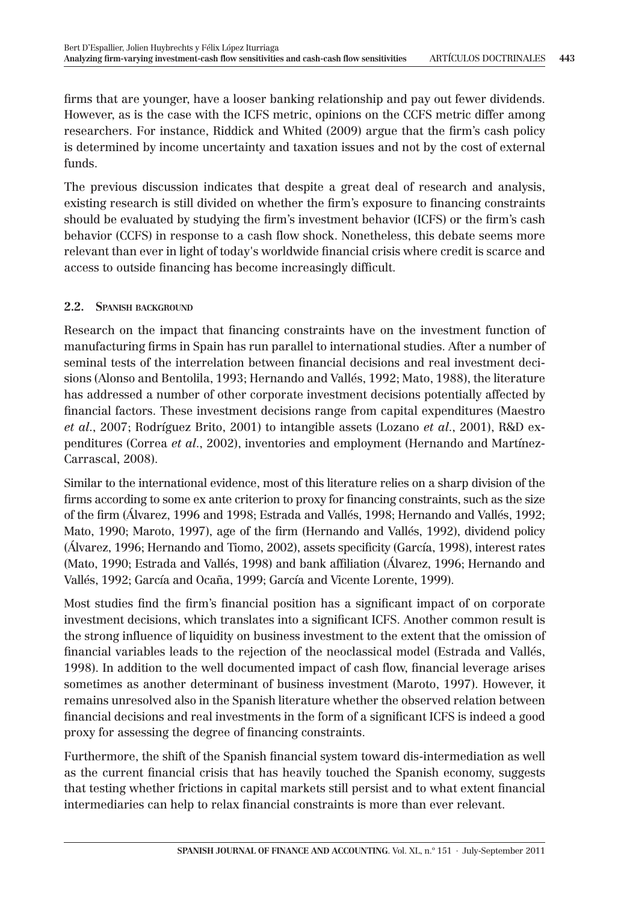firms that are younger, have a looser banking relationship and pay out fewer dividends. However, as is the case with the ICFS metric, opinions on the CCFS metric differ among researchers. For instance, Riddick and Whited (2009) argue that the firm's cash policy is determined by income uncertainty and taxation issues and not by the cost of external funds.

The previous discussion indicates that despite a great deal of research and analysis, existing research is still divided on whether the firm's exposure to financing constraints should be evaluated by studying the firm's investment behavior (ICFS) or the firm's cash behavior (CCFS) in response to a cash flow shock. Nonetheless, this debate seems more relevant than ever in light of today's worldwide financial crisis where credit is scarce and access to outside financing has become increasingly difficult.

### 2.2. Spanish background

Research on the impact that financing constraints have on the investment function of manufacturing firms in Spain has run parallel to international studies. After a number of seminal tests of the interrelation between financial decisions and real investment decisions (Alonso and Bentolila, 1993; Hernando and Vallés, 1992; Mato, 1988), the literature has addressed a number of other corporate investment decisions potentially affected by financial factors. These investment decisions range from capital expenditures (Maestro *et al*., 2007; Rodríguez Brito, 2001) to intangible assets (Lozano *et al*., 2001), R&D expenditures (Correa *et al*., 2002), inventories and employment (Hernando and Martínez-Carrascal, 2008).

Similar to the international evidence, most of this literature relies on a sharp division of the firms according to some ex ante criterion to proxy for financing constraints, such as the size of the firm (Álvarez, 1996 and 1998; Estrada and Vallés, 1998; Hernando and Vallés, 1992; Mato, 1990; Maroto, 1997), age of the firm (Hernando and Vallés, 1992), dividend policy (Álvarez, 1996; Hernando and Tiomo, 2002), assets specificity (García, 1998), interest rates (Mato, 1990; Estrada and Vallés, 1998) and bank affiliation (Álvarez, 1996; Hernando and Vallés, 1992; García and Ocaña, 1999; García and Vicente Lorente, 1999).

Most studies find the firm's financial position has a significant impact of on corporate investment decisions, which translates into a significant ICFS. Another common result is the strong influence of liquidity on business investment to the extent that the omission of financial variables leads to the rejection of the neoclassical model (Estrada and Vallés, 1998). In addition to the well documented impact of cash flow, financial leverage arises sometimes as another determinant of business investment (Maroto, 1997). However, it remains unresolved also in the Spanish literature whether the observed relation between financial decisions and real investments in the form of a significant ICFS is indeed a good proxy for assessing the degree of financing constraints.

Furthermore, the shift of the Spanish financial system toward dis-intermediation as well as the current financial crisis that has heavily touched the Spanish economy, suggests that testing whether frictions in capital markets still persist and to what extent financial intermediaries can help to relax financial constraints is more than ever relevant.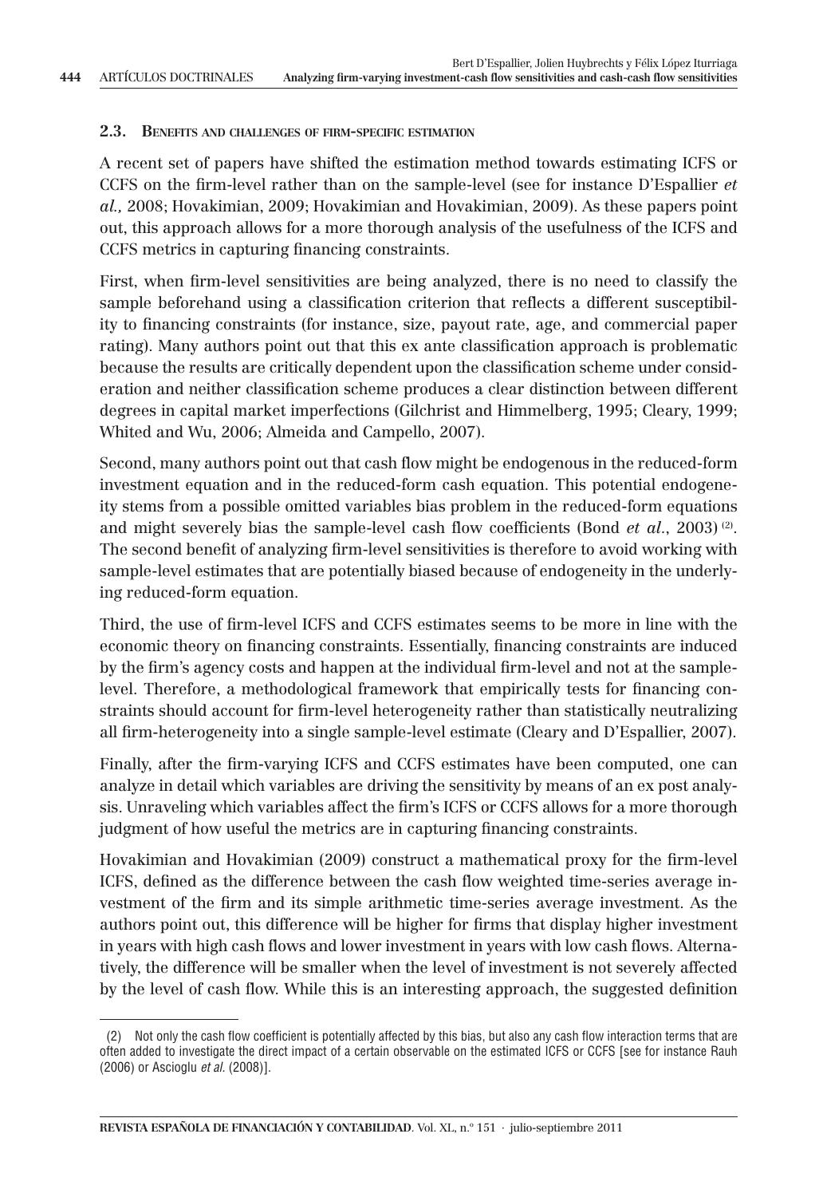### 2.3. Benefits and challenges of firm-specific estimation

A recent set of papers have shifted the estimation method towards estimating ICFS or CCFS on the firm-level rather than on the sample-level (see for instance D'Espallier *et al.,* 2008; Hovakimian, 2009; Hovakimian and Hovakimian, 2009). As these papers point out, this approach allows for a more thorough analysis of the usefulness of the ICFS and CCFS metrics in capturing financing constraints.

First, when firm-level sensitivities are being analyzed, there is no need to classify the sample beforehand using a classification criterion that reflects a different susceptibility to financing constraints (for instance, size, payout rate, age, and commercial paper rating). Many authors point out that this ex ante classification approach is problematic because the results are critically dependent upon the classification scheme under consideration and neither classification scheme produces a clear distinction between different degrees in capital market imperfections (Gilchrist and Himmelberg, 1995; Cleary, 1999; Whited and Wu, 2006; Almeida and Campello, 2007).

Second, many authors point out that cash flow might be endogenous in the reduced-form investment equation and in the reduced-form cash equation. This potential endogeneity stems from a possible omitted variables bias problem in the reduced-form equations and might severely bias the sample-level cash flow coefficients (Bond *et al*., 2003) [(2)]. The second benefit of analyzing firm-level sensitivities is therefore to avoid working with sample-level estimates that are potentially biased because of endogeneity in the underlying reduced-form equation.

Third, the use of firm-level ICFS and CCFS estimates seems to be more in line with the economic theory on financing constraints. Essentially, financing constraints are induced by the firm's agency costs and happen at the individual firm-level and not at the sample-level. Therefore, a methodological framework that empirically tests for financing constraints should account for firm-level heterogeneity rather than statistically neutralizing all firm-heterogeneity into a single sample-level estimate (Cleary and D'Espallier, 2007).

Finally, after the firm-varying ICFS and CCFS estimates have been computed, one can analyze in detail which variables are driving the sensitivity by means of an ex post analysis. Unraveling which variables affect the firm's ICFS or CCFS allows for a more thorough judgment of how useful the metrics are in capturing financing constraints.

Hovakimian and Hovakimian (2009) construct a mathematical proxy for the firm-level ICFS, defined as the difference between the cash flow weighted time-series average investment of the firm and its simple arithmetic time-series average investment. As the authors point out, this difference will be higher for firms that display higher investment in years with high cash flows and lower investment in years with low cash flows. Alternatively, the difference will be smaller when the level of investment is not severely affected by the level of cash flow. While this is an interesting approach, the suggested definition

---

(2) Not only the cash flow coefficient is potentially affected by this bias, but also any cash flow interaction terms that are often added to investigate the direct impact of a certain observable on the estimated ICFS or CCFS [see for instance Rauh (2006) or Ascioglu *et al.* (2008)].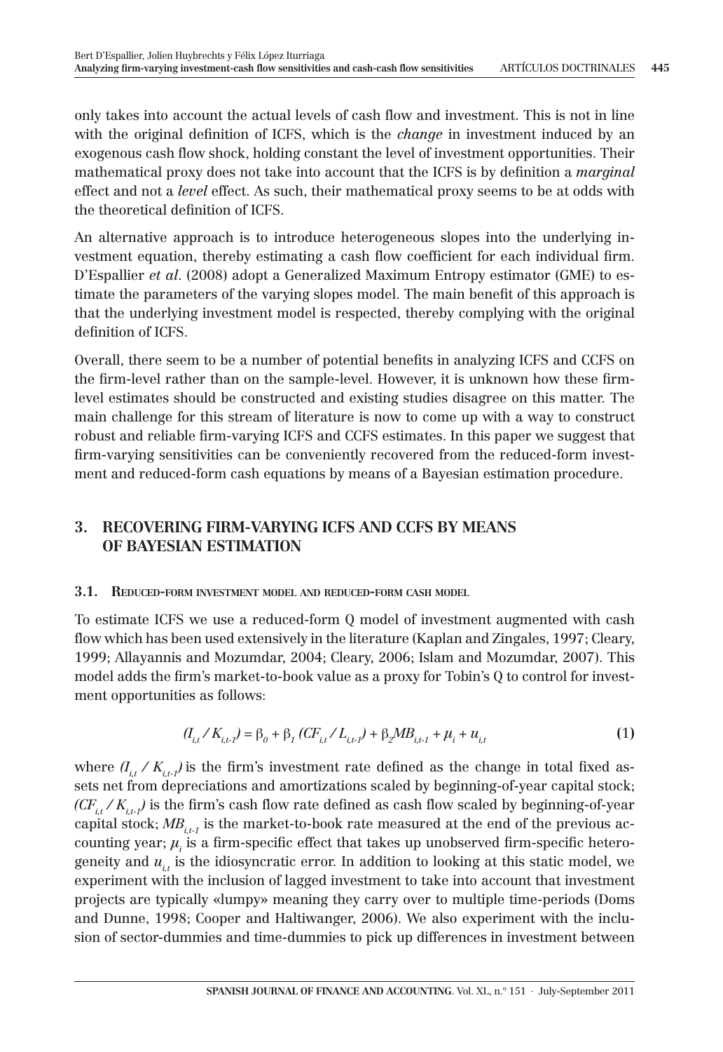only takes into account the actual levels of cash flow and investment. This is not in line with the original definition of ICFS, which is the *change* in investment induced by an exogenous cash flow shock, holding constant the level of investment opportunities. Their mathematical proxy does not take into account that the ICFS is by definition a *marginal* effect and not a *level* effect. As such, their mathematical proxy seems to be at odds with the theoretical definition of ICFS.

An alternative approach is to introduce heterogeneous slopes into the underlying investment equation, thereby estimating a cash flow coefficient for each individual firm. D'Espallier *et al*. (2008) adopt a Generalized Maximum Entropy estimator (GME) to estimate the parameters of the varying slopes model. The main benefit of this approach is that the underlying investment model is respected, thereby complying with the original definition of ICFS.

Overall, there seem to be a number of potential benefits in analyzing ICFS and CCFS on the firm-level rather than on the sample-level. However, it is unknown how these firm-level estimates should be constructed and existing studies disagree on this matter. The main challenge for this stream of literature is now to come up with a way to construct robust and reliable firm-varying ICFS and CCFS estimates. In this paper we suggest that firm-varying sensitivities can be conveniently recovered from the reduced-form investment and reduced-form cash equations by means of a Bayesian estimation procedure.

## 3. RECOVERING FIRM-VARYING ICFS AND CCFS BY MEANS OF BAYESIAN ESTIMATION

### 3.1. Reduced-form investment model and reduced-form cash model

To estimate ICFS we use a reduced-form Q model of investment augmented with cash flow which has been used extensively in the literature (Kaplan and Zingales, 1997; Cleary, 1999; Allayannis and Mozumdar, 2004; Cleary, 2006; Islam and Mozumdar, 2007). This model adds the firm's market-to-book value as a proxy for Tobin's Q to control for investment opportunities as follows:

$$(I_{i,t} / K_{i,t-1}) = \beta_0 + \beta_1 (CF_{i,t} / L_{i,t-1}) + \beta_2 MB_{i,t-1} + \mu_i + u_{i,t} \tag{1}$$

where $(I_{i,t} / K_{i,t-1})$ is the firm's investment rate defined as the change in total fixed assets net from depreciations and amortizations scaled by beginning-of-year capital stock; $(CF_{i,t} / K_{i,t-1})$ is the firm's cash flow rate defined as cash flow scaled by beginning-of-year capital stock; $MB_{i,t-1}$ is the market-to-book rate measured at the end of the previous accounting year; $\mu_i$ is a firm-specific effect that takes up unobserved firm-specific heterogeneity and $u_{i,t}$ is the idiosyncratic error. In addition to looking at this static model, we experiment with the inclusion of lagged investment to take into account that investment projects are typically «lumpy» meaning they carry over to multiple time-periods (Doms and Dunne, 1998; Cooper and Haltiwanger, 2006). We also experiment with the inclusion of sector-dummies and time-dummies to pick up differences in investment between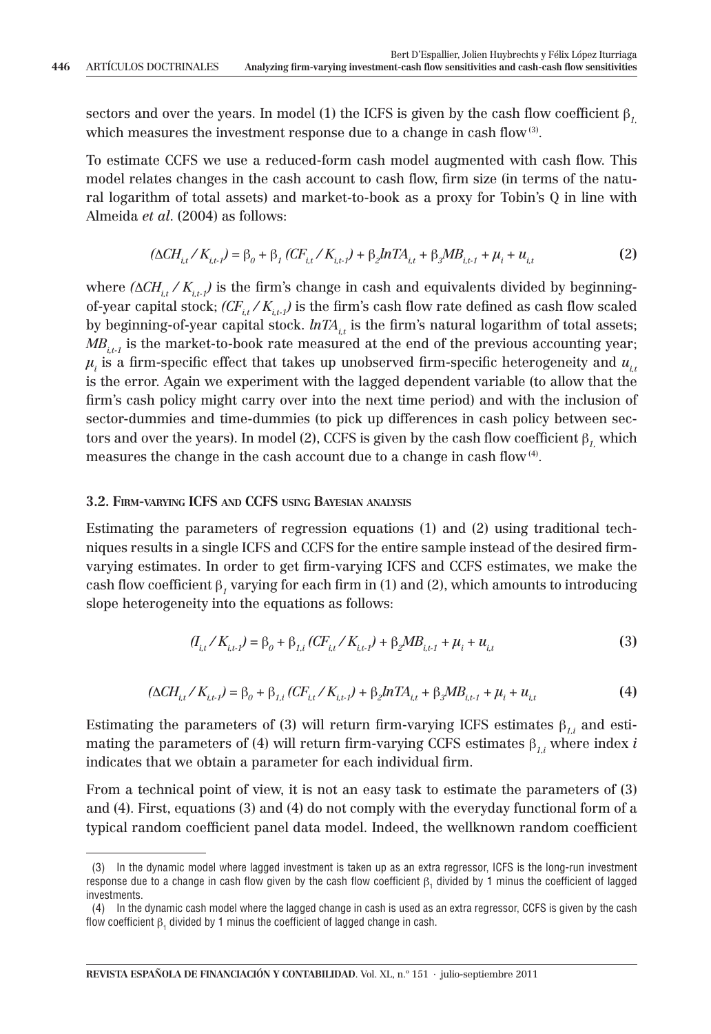sectors and over the years. In model (1) the ICFS is given by the cash flow coefficient $\beta_1$, which measures the investment response due to a change in cash flow [3].

To estimate CCFS we use a reduced-form cash model augmented with cash flow. This model relates changes in the cash account to cash flow, firm size (in terms of the natural logarithm of total assets) and market-to-book as a proxy for Tobin's Q in line with Almeida *et al*. (2004) as follows:

$$(\Delta CH_{i,t} / K_{i,t-1}) = \beta_0 + \beta_1 (CF_{i,t} / K_{i,t-1}) + \beta_2 lnTA_{i,t} + \beta_3 MB_{i,t-1} + \mu_i + u_{i,t} \quad \textbf{(2)}$$

where $(\Delta CH_{i,t} / K_{i,t-1})$ is the firm's change in cash and equivalents divided by beginning-of-year capital stock; $(CF_{i,t} / K_{i,t-1})$ is the firm's cash flow rate defined as cash flow scaled by beginning-of-year capital stock. $lnTA_{i,t}$ is the firm's natural logarithm of total assets; $MB_{i,t-1}$ is the market-to-book rate measured at the end of the previous accounting year; $\mu_i$ is a firm-specific effect that takes up unobserved firm-specific heterogeneity and $u_{i,t}$ is the error. Again we experiment with the lagged dependent variable (to allow that the firm's cash policy might carry over into the next time period) and with the inclusion of sector-dummies and time-dummies (to pick up differences in cash policy between sectors and over the years). In model (2), CCFS is given by the cash flow coefficient $\beta_1$, which measures the change in the cash account due to a change in cash flow [4].

### 3.2. Firm-varying ICFS and CCFS using Bayesian analysis

Estimating the parameters of regression equations (1) and (2) using traditional techniques results in a single ICFS and CCFS for the entire sample instead of the desired firm-varying estimates. In order to get firm-varying ICFS and CCFS estimates, we make the cash flow coefficient $\beta_1$ varying for each firm in (1) and (2), which amounts to introducing slope heterogeneity into the equations as follows:

$$(I_{i,t} / K_{i,t-1}) = \beta_0 + \beta_{1,i} (CF_{i,t} / K_{i,t-1}) + \beta_2 MB_{i,t-1} + \mu_i + u_{i,t} \quad \textbf{(3)}$$

$$(\Delta CH_{i,t} / K_{i,t-1}) = \beta_0 + \beta_{1,i} (CF_{i,t} / K_{i,t-1}) + \beta_2 lnTA_{i,t} + \beta_3 MB_{i,t-1} + \mu_i + u_{i,t} \quad \textbf{(4)}$$

Estimating the parameters of (3) will return firm-varying ICFS estimates $\beta_{1,i}$ and estimating the parameters of (4) will return firm-varying CCFS estimates $\beta_{1,i}$ where index $i$ indicates that we obtain a parameter for each individual firm.

From a technical point of view, it is not an easy task to estimate the parameters of (3) and (4). First, equations (3) and (4) do not comply with the everyday functional form of a typical random coefficient panel data model. Indeed, the wellknown random coefficient

---

(3) In the dynamic model where lagged investment is taken up as an extra regressor, ICFS is the long-run investment response due to a change in cash flow given by the cash flow coefficient $\beta_1$ divided by 1 minus the coefficient of lagged investments.

(4) In the dynamic cash model where the lagged change in cash is used as an extra regressor, CCFS is given by the cash flow coefficient $\beta_1$ divided by 1 minus the coefficient of lagged change in cash.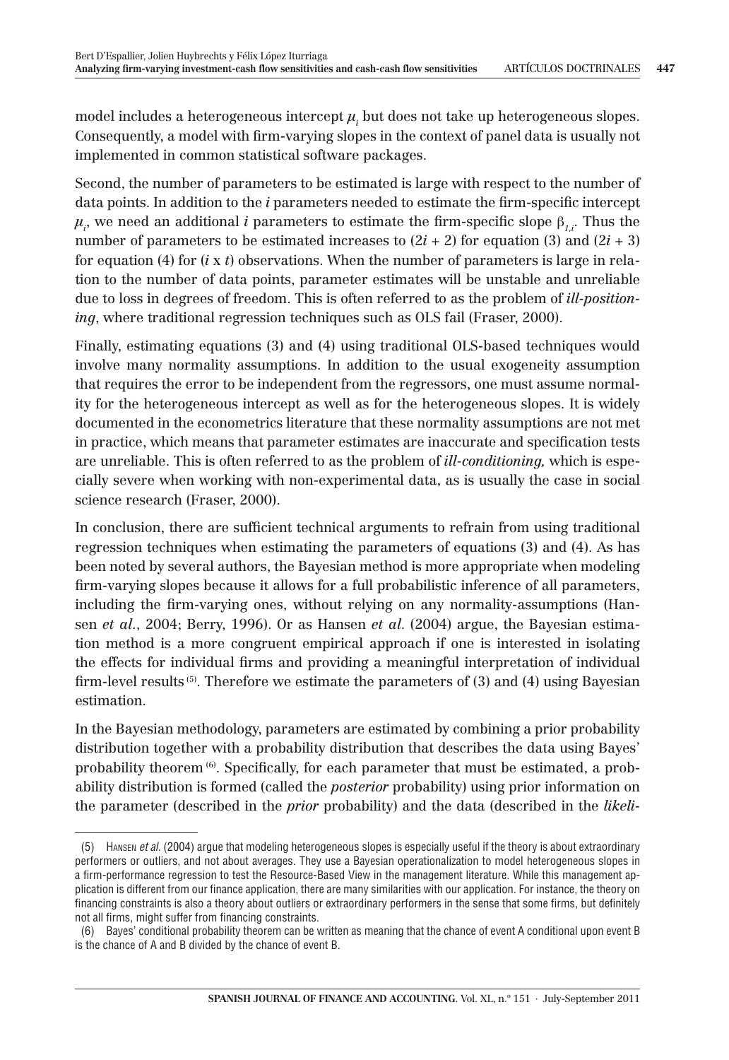model includes a heterogeneous intercept $\mu_i$ but does not take up heterogeneous slopes. Consequently, a model with firm-varying slopes in the context of panel data is usually not implemented in common statistical software packages.

Second, the number of parameters to be estimated is large with respect to the number of data points. In addition to the $i$ parameters needed to estimate the firm-specific intercept $\mu_i$, we need an additional $i$ parameters to estimate the firm-specific slope $\beta_{1,i}$. Thus the number of parameters to be estimated increases to $(2i + 2)$ for equation (3) and $(2i + 3)$ for equation (4) for $(i \times t)$ observations. When the number of parameters is large in relation to the number of data points, parameter estimates will be unstable and unreliable due to loss in degrees of freedom. This is often referred to as the problem of ***ill-positioning***, where traditional regression techniques such as OLS fail (Fraser, 2000).

Finally, estimating equations (3) and (4) using traditional OLS-based techniques would involve many normality assumptions. In addition to the usual exogeneity assumption that requires the error to be independent from the regressors, one must assume normality for the heterogeneous intercept as well as for the heterogeneous slopes. It is widely documented in the econometrics literature that these normality assumptions are not met in practice, which means that parameter estimates are inaccurate and specification tests are unreliable. This is often referred to as the problem of ***ill-conditioning,*** which is especially severe when working with non-experimental data, as is usually the case in social science research (Fraser, 2000).

In conclusion, there are sufficient technical arguments to refrain from using traditional regression techniques when estimating the parameters of equations (3) and (4). As has been noted by several authors, the Bayesian method is more appropriate when modeling firm-varying slopes because it allows for a full probabilistic inference of all parameters, including the firm-varying ones, without relying on any normality-assumptions (Hansen *et al.*, 2004; Berry, 1996). Or as Hansen *et al.* (2004) argue, the Bayesian estimation method is a more congruent empirical approach if one is interested in isolating the effects for individual firms and providing a meaningful interpretation of individual firm-level results [5]. Therefore we estimate the parameters of (3) and (4) using Bayesian estimation.

In the Bayesian methodology, parameters are estimated by combining a prior probability distribution together with a probability distribution that describes the data using Bayes' probability theorem [6]. Specifically, for each parameter that must be estimated, a probability distribution is formed (called the ***posterior*** probability) using prior information on the parameter (described in the ***prior*** probability) and the data (described in the ***likeli-***

---

(5) Hansen *et al.* (2004) argue that modeling heterogeneous slopes is especially useful if the theory is about extraordinary performers or outliers, and not about averages. They use a Bayesian operationalization to model heterogeneous slopes in a firm-performance regression to test the Resource-Based View in the management literature. While this management application is different from our finance application, there are many similarities with our application. For instance, the theory on financing constraints is also a theory about outliers or extraordinary performers in the sense that some firms, but definitely not all firms, might suffer from financing constraints.

(6) Bayes' conditional probability theorem can be written as meaning that the chance of event A conditional upon event B is the chance of A and B divided by the chance of event B.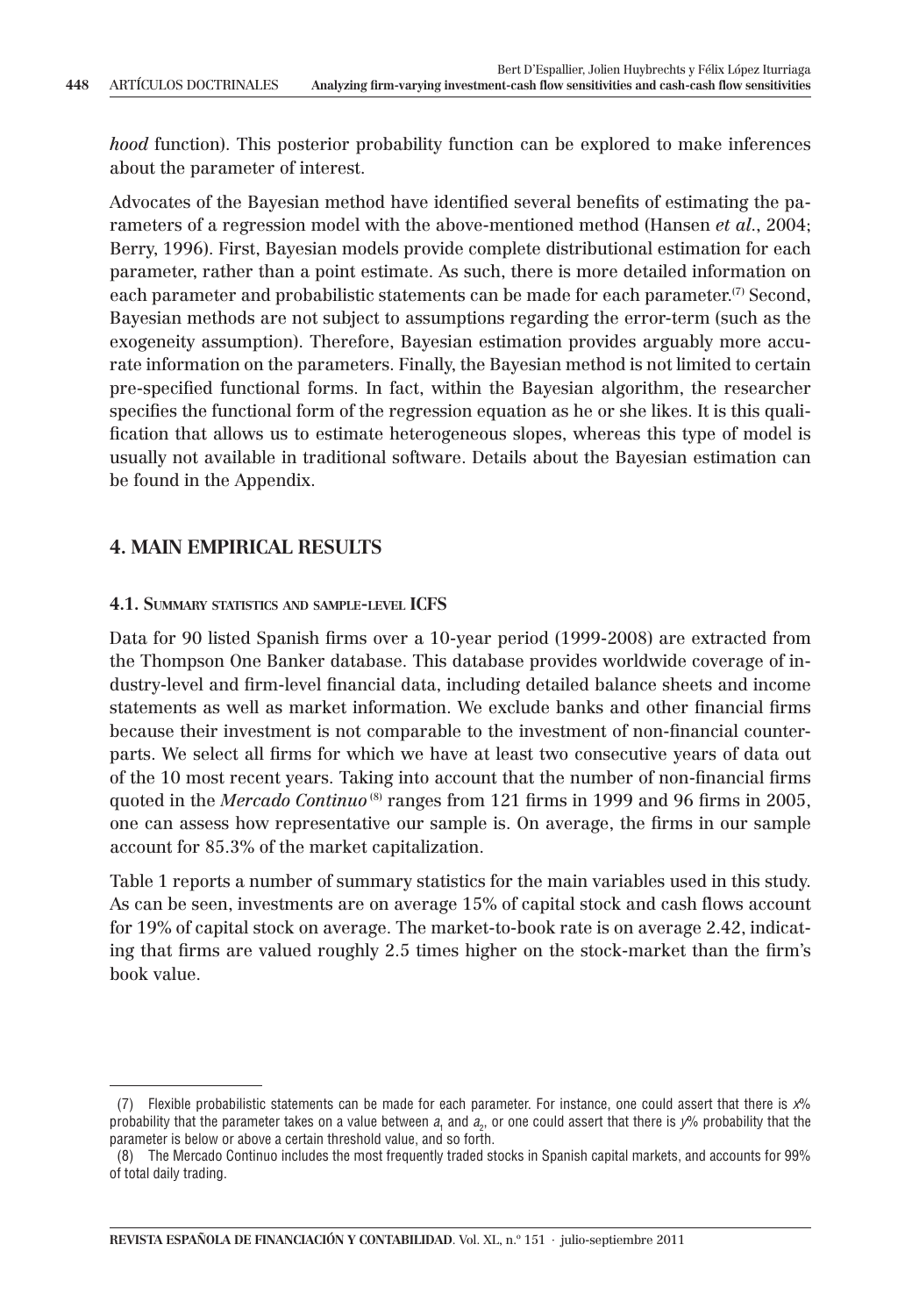*hood* function). This posterior probability function can be explored to make inferences about the parameter of interest.

Advocates of the Bayesian method have identified several benefits of estimating the parameters of a regression model with the above-mentioned method (Hansen *et al*., 2004; Berry, 1996). First, Bayesian models provide complete distributional estimation for each parameter, rather than a point estimate. As such, there is more detailed information on each parameter and probabilistic statements can be made for each parameter.[7] Second, Bayesian methods are not subject to assumptions regarding the error-term (such as the exogeneity assumption). Therefore, Bayesian estimation provides arguably more accurate information on the parameters. Finally, the Bayesian method is not limited to certain pre-specified functional forms. In fact, within the Bayesian algorithm, the researcher specifies the functional form of the regression equation as he or she likes. It is this qualification that allows us to estimate heterogeneous slopes, whereas this type of model is usually not available in traditional software. Details about the Bayesian estimation can be found in the Appendix.

## 4. MAIN EMPIRICAL RESULTS

### 4.1. Summary statistics and sample-level ICFS

Data for 90 listed Spanish firms over a 10-year period (1999-2008) are extracted from the Thompson One Banker database. This database provides worldwide coverage of industry-level and firm-level financial data, including detailed balance sheets and income statements as well as market information. We exclude banks and other financial firms because their investment is not comparable to the investment of non-financial counterparts. We select all firms for which we have at least two consecutive years of data out of the 10 most recent years. Taking into account that the number of non-financial firms quoted in the *Mercado Continuo*[8] ranges from 121 firms in 1999 and 96 firms in 2005, one can assess how representative our sample is. On average, the firms in our sample account for 85.3% of the market capitalization.

Table 1 reports a number of summary statistics for the main variables used in this study. As can be seen, investments are on average 15% of capital stock and cash flows account for 19% of capital stock on average. The market-to-book rate is on average 2.42, indicating that firms are valued roughly 2.5 times higher on the stock-market than the firm's book value.

---

(7) Flexible probabilistic statements can be made for each parameter. For instance, one could assert that there is *x*% probability that the parameter takes on a value between $a_1$ and $a_2$, or one could assert that there is *y*% probability that the parameter is below or above a certain threshold value, and so forth.

(8) The Mercado Continuo includes the most frequently traded stocks in Spanish capital markets, and accounts for 99% of total daily trading.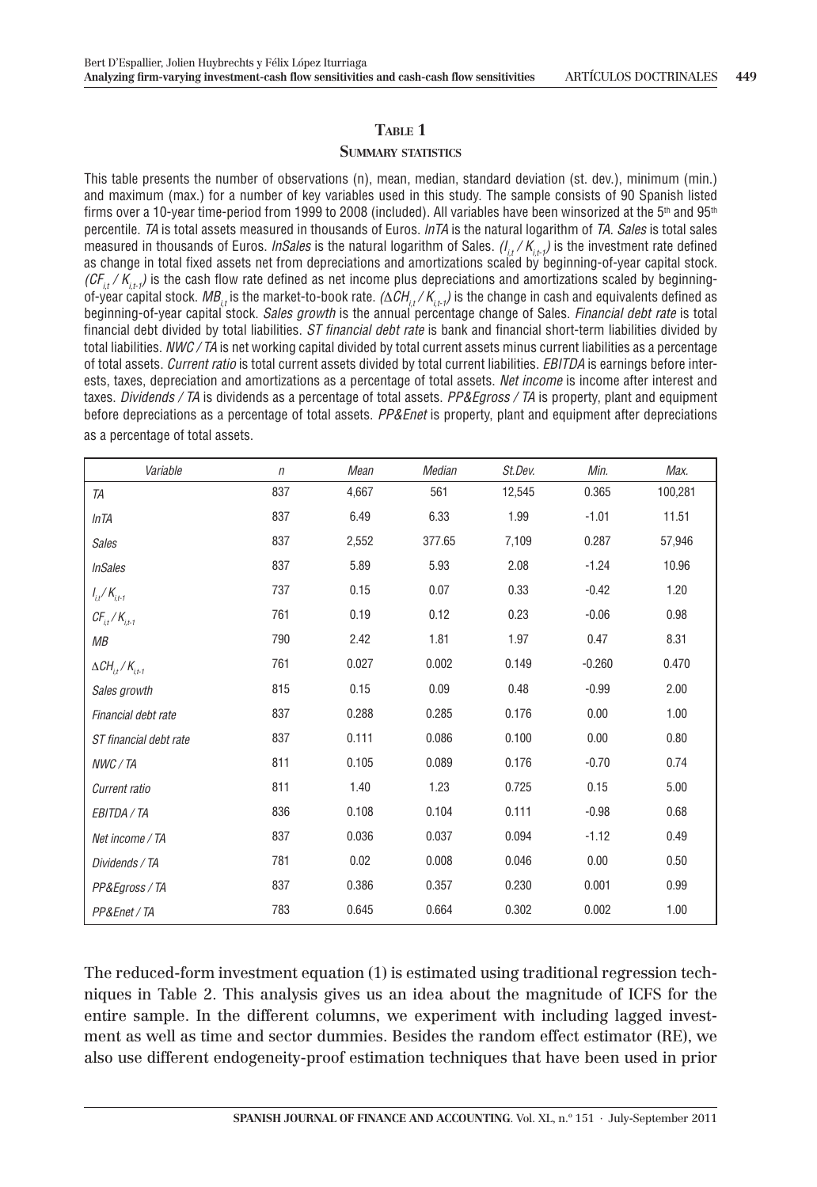## Table 1

### Summary statistics

This table presents the number of observations (n), mean, median, standard deviation (st. dev.), minimum (min.) and maximum (max.) for a number of key variables used in this study. The sample consists of 90 Spanish listed firms over a 10-year time-period from 1999 to 2008 (included). All variables have been winsorized at the 5[th] and 95[th] percentile. *TA* is total assets measured in thousands of Euros. *lnTA* is the natural logarithm of *TA*. *Sales* is total sales measured in thousands of Euros. *lnSales* is the natural logarithm of Sales. $(I_{i,t} / K_{i,t-1})$ is the investment rate defined as change in total fixed assets net from depreciations and amortizations scaled by beginning-of-year capital stock. $(CF_{i,t} / K_{i,t-1})$ is the cash flow rate defined as net income plus depreciations and amortizations scaled by beginning-of-year capital stock. $MB_{i,t}$ is the market-to-book rate. $(\Delta CH_{i,t} / K_{i,t-1})$ is the change in cash and equivalents defined as beginning-of-year capital stock. *Sales growth* is the annual percentage change of Sales. *Financial debt rate* is total financial debt divided by total liabilities. *ST financial debt rate* is bank and financial short-term liabilities divided by total liabilities. *NWC / TA* is net working capital divided by total current assets minus current liabilities as a percentage of total assets. *Current ratio* is total current assets divided by total current liabilities. *EBITDA* is earnings before interests, taxes, depreciation and amortizations as a percentage of total assets. *Net income* is income after interest and taxes. *Dividends / TA* is dividends as a percentage of total assets. *PP&Egross / TA* is property, plant and equipment before depreciations as a percentage of total assets. *PP&Enet* is property, plant and equipment after depreciations as a percentage of total assets.

| Variable | n | Mean | Median | St.Dev. | Min. | Max. |
|---|---|---|---|---|---|---|
| *TA* | 837 | 4,667 | 561 | 12,545 | 0.365 | 100,281 |
| *lnTA* | 837 | 6.49 | 6.33 | 1.99 | -1.01 | 11.51 |
| *Sales* | 837 | 2,552 | 377.65 | 7,109 | 0.287 | 57,946 |
| *lnSales* | 837 | 5.89 | 5.93 | 2.08 | -1.24 | 10.96 |
| $I_{i,t} / K_{i,t-1}$ | 737 | 0.15 | 0.07 | 0.33 | -0.42 | 1.20 |
| $CF_{i,t} / K_{i,t-1}$ | 761 | 0.19 | 0.12 | 0.23 | -0.06 | 0.98 |
| *MB* | 790 | 2.42 | 1.81 | 1.97 | 0.47 | 8.31 |
| $\Delta CH_{i,t} / K_{i,t-1}$ | 761 | 0.027 | 0.002 | 0.149 | -0.260 | 0.470 |
| *Sales growth* | 815 | 0.15 | 0.09 | 0.48 | -0.99 | 2.00 |
| *Financial debt rate* | 837 | 0.288 | 0.285 | 0.176 | 0.00 | 1.00 |
| *ST financial debt rate* | 837 | 0.111 | 0.086 | 0.100 | 0.00 | 0.80 |
| *NWC / TA* | 811 | 0.105 | 0.089 | 0.176 | -0.70 | 0.74 |
| *Current ratio* | 811 | 1.40 | 1.23 | 0.725 | 0.15 | 5.00 |
| *EBITDA / TA* | 836 | 0.108 | 0.104 | 0.111 | -0.98 | 0.68 |
| *Net income / TA* | 837 | 0.036 | 0.037 | 0.094 | -1.12 | 0.49 |
| *Dividends / TA* | 781 | 0.02 | 0.008 | 0.046 | 0.00 | 0.50 |
| *PP&Egross / TA* | 837 | 0.386 | 0.357 | 0.230 | 0.001 | 0.99 |
| *PP&Enet / TA* | 783 | 0.645 | 0.664 | 0.302 | 0.002 | 1.00 |

The reduced-form investment equation (1) is estimated using traditional regression techniques in Table 2. This analysis gives us an idea about the magnitude of ICFS for the entire sample. In the different columns, we experiment with including lagged investment as well as time and sector dummies. Besides the random effect estimator (RE), we also use different endogeneity-proof estimation techniques that have been used in prior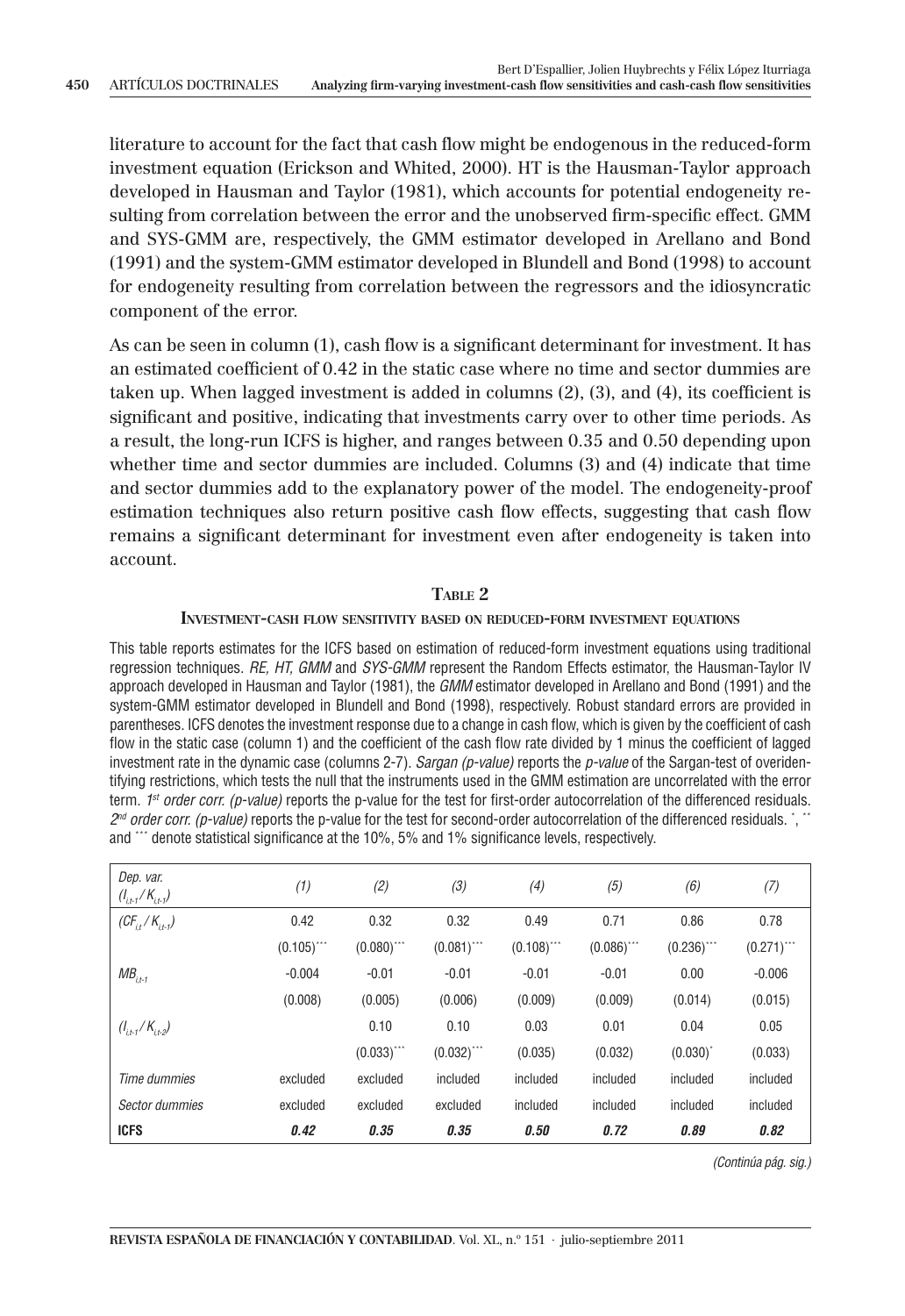literature to account for the fact that cash flow might be endogenous in the reduced-form investment equation (Erickson and Whited, 2000). HT is the Hausman-Taylor approach developed in Hausman and Taylor (1981), which accounts for potential endogeneity resulting from correlation between the error and the unobserved firm-specific effect. GMM and SYS-GMM are, respectively, the GMM estimator developed in Arellano and Bond (1991) and the system-GMM estimator developed in Blundell and Bond (1998) to account for endogeneity resulting from correlation between the regressors and the idiosyncratic component of the error.

As can be seen in column (1), cash flow is a significant determinant for investment. It has an estimated coefficient of 0.42 in the static case where no time and sector dummies are taken up. When lagged investment is added in columns (2), (3), and (4), its coefficient is significant and positive, indicating that investments carry over to other time periods. As a result, the long-run ICFS is higher, and ranges between 0.35 and 0.50 depending upon whether time and sector dummies are included. Columns (3) and (4) indicate that time and sector dummies add to the explanatory power of the model. The endogeneity-proof estimation techniques also return positive cash flow effects, suggesting that cash flow remains a significant determinant for investment even after endogeneity is taken into account.

**TABLE 2**

**INVESTMENT-CASH FLOW SENSITIVITY BASED ON REDUCED-FORM INVESTMENT EQUATIONS**

This table reports estimates for the ICFS based on estimation of reduced-form investment equations using traditional regression techniques. *RE, HT, GMM* and *SYS-GMM* represent the Random Effects estimator, the Hausman-Taylor IV approach developed in Hausman and Taylor (1981), the *GMM* estimator developed in Arellano and Bond (1991) and the system-GMM estimator developed in Blundell and Bond (1998), respectively. Robust standard errors are provided in parentheses. ICFS denotes the investment response due to a change in cash flow, which is given by the coefficient of cash flow in the static case (column 1) and the coefficient of the cash flow rate divided by 1 minus the coefficient of lagged investment rate in the dynamic case (columns 2-7). *Sargan (p-value)* reports the *p-value* of the Sargan-test of overidentifying restrictions, which tests the null that the instruments used in the GMM estimation are uncorrelated with the error term. *1st order corr. (p-value)* reports the p-value for the test for first-order autocorrelation of the differenced residuals. *2nd order corr. (p-value)* reports the p-value for the test for second-order autocorrelation of the differenced residuals. \*, \*\* and \*\*\* denote statistical significance at the 10%, 5% and 1% significance levels, respectively.

| *Dep. var.* $(I_{i,t-1}/K_{i,t-1})$ | *(1)* | *(2)* | *(3)* | *(4)* | *(5)* | *(6)* | *(7)* |
|---|---|---|---|---|---|---|---|
| $(CF_{i,t}/K_{i,t-1})$ | 0.42 | 0.32 | 0.32 | 0.49 | 0.71 | 0.86 | 0.78 |
| | (0.105)*** | (0.080)*** | (0.081)*** | (0.108)*** | (0.086)*** | (0.236)*** | (0.271)*** |
| $MB_{i,t-1}$ | -0.004 | -0.01 | -0.01 | -0.01 | -0.01 | 0.00 | -0.006 |
| | (0.008) | (0.005) | (0.006) | (0.009) | (0.009) | (0.014) | (0.015) |
| $(I_{i,t-1}/K_{i,t-2})$ | | 0.10 | 0.10 | 0.03 | 0.01 | 0.04 | 0.05 |
| | | (0.033)*** | (0.032)*** | (0.035) | (0.032) | (0.030)* | (0.033) |
| *Time dummies* | excluded | excluded | included | included | included | included | included |
| *Sector dummies* | excluded | excluded | excluded | included | included | included | included |
| **ICFS** | ***0.42*** | ***0.35*** | ***0.35*** | ***0.50*** | ***0.72*** | ***0.89*** | ***0.82*** |

*(Continúa pág. sig.)*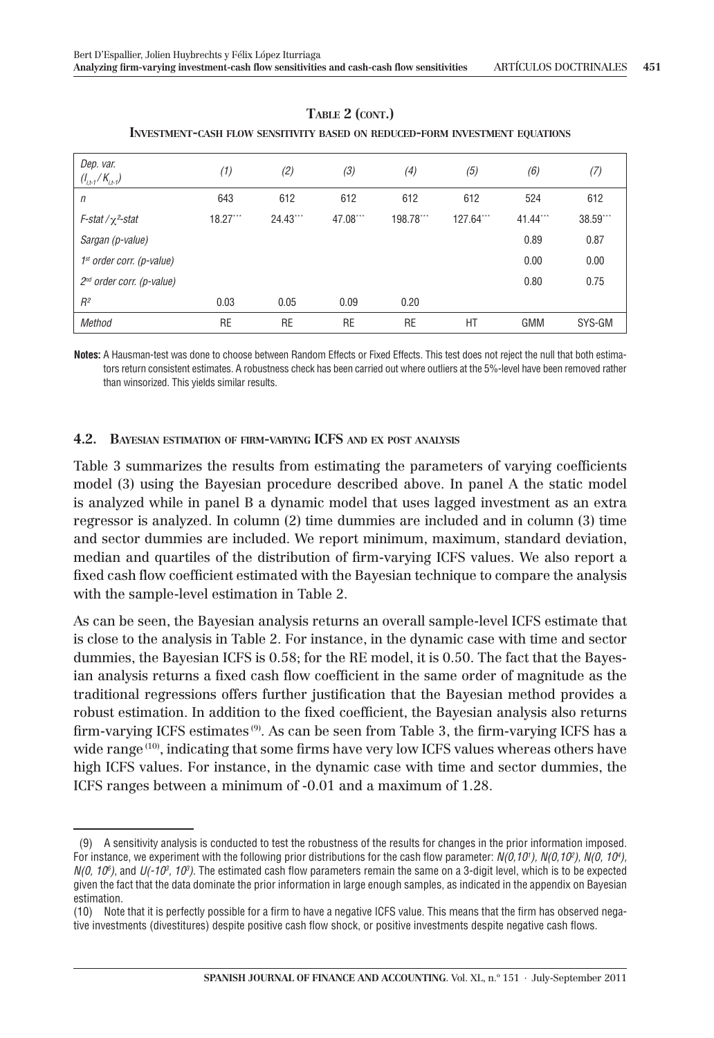**TABLE 2 (CONT.)**

**INVESTMENT-CASH FLOW SENSITIVITY BASED ON REDUCED-FORM INVESTMENT EQUATIONS**

| *Dep. var.* $(I_{i,t-1}/K_{i,t-1})$ | *(1)* | *(2)* | *(3)* | *(4)* | *(5)* | *(6)* | *(7)* |
|---|---|---|---|---|---|---|---|
| *n* | 643 | 612 | 612 | 612 | 612 | 524 | 612 |
| *F-stat /* $\chi^2$*-stat* | 18.27*** | 24.43*** | 47.08*** | 198.78*** | 127.64*** | 41.44*** | 38.59*** |
| *Sargan (p-value)* | | | | | | 0.89 | 0.87 |
| *1st order corr. (p-value)* | | | | | | 0.00 | 0.00 |
| *2nd order corr. (p-value)* | | | | | | 0.80 | 0.75 |
| $R^2$ | 0.03 | 0.05 | 0.09 | 0.20 | | | |
| *Method* | RE | RE | RE | RE | HT | GMM | SYS-GM |

**Notes:** A Hausman-test was done to choose between Random Effects or Fixed Effects. This test does not reject the null that both estimators return consistent estimates. A robustness check has been carried out where outliers at the 5%-level have been removed rather than winsorized. This yields similar results.

### 4.2. BAYESIAN ESTIMATION OF FIRM-VARYING ICFS AND EX POST ANALYSIS

Table 3 summarizes the results from estimating the parameters of varying coefficients model (3) using the Bayesian procedure described above. In panel A the static model is analyzed while in panel B a dynamic model that uses lagged investment as an extra regressor is analyzed. In column (2) time dummies are included and in column (3) time and sector dummies are included. We report minimum, maximum, standard deviation, median and quartiles of the distribution of firm-varying ICFS values. We also report a fixed cash flow coefficient estimated with the Bayesian technique to compare the analysis with the sample-level estimation in Table 2.

As can be seen, the Bayesian analysis returns an overall sample-level ICFS estimate that is close to the analysis in Table 2. For instance, in the dynamic case with time and sector dummies, the Bayesian ICFS is 0.58; for the RE model, it is 0.50. The fact that the Bayesian analysis returns a fixed cash flow coefficient in the same order of magnitude as the traditional regressions offers further justification that the Bayesian method provides a robust estimation. In addition to the fixed coefficient, the Bayesian analysis also returns firm-varying ICFS estimates [9]. As can be seen from Table 3, the firm-varying ICFS has a wide range [10], indicating that some firms have very low ICFS values whereas others have high ICFS values. For instance, in the dynamic case with time and sector dummies, the ICFS ranges between a minimum of -0.01 and a maximum of 1.28.

(9) A sensitivity analysis is conducted to test the robustness of the results for changes in the prior information imposed. For instance, we experiment with the following prior distributions for the cash flow parameter: $N(0,10^1)$, $N(0,10^2)$, $N(0,10^4)$, $N(0,10^6)$, and $U(-10^3, 10^3)$. The estimated cash flow parameters remain the same on a 3-digit level, which is to be expected given the fact that the data dominate the prior information in large enough samples, as indicated in the appendix on Bayesian estimation.

(10) Note that it is perfectly possible for a firm to have a negative ICFS value. This means that the firm has observed negative investments (divestitures) despite positive cash flow shock, or positive investments despite negative cash flows.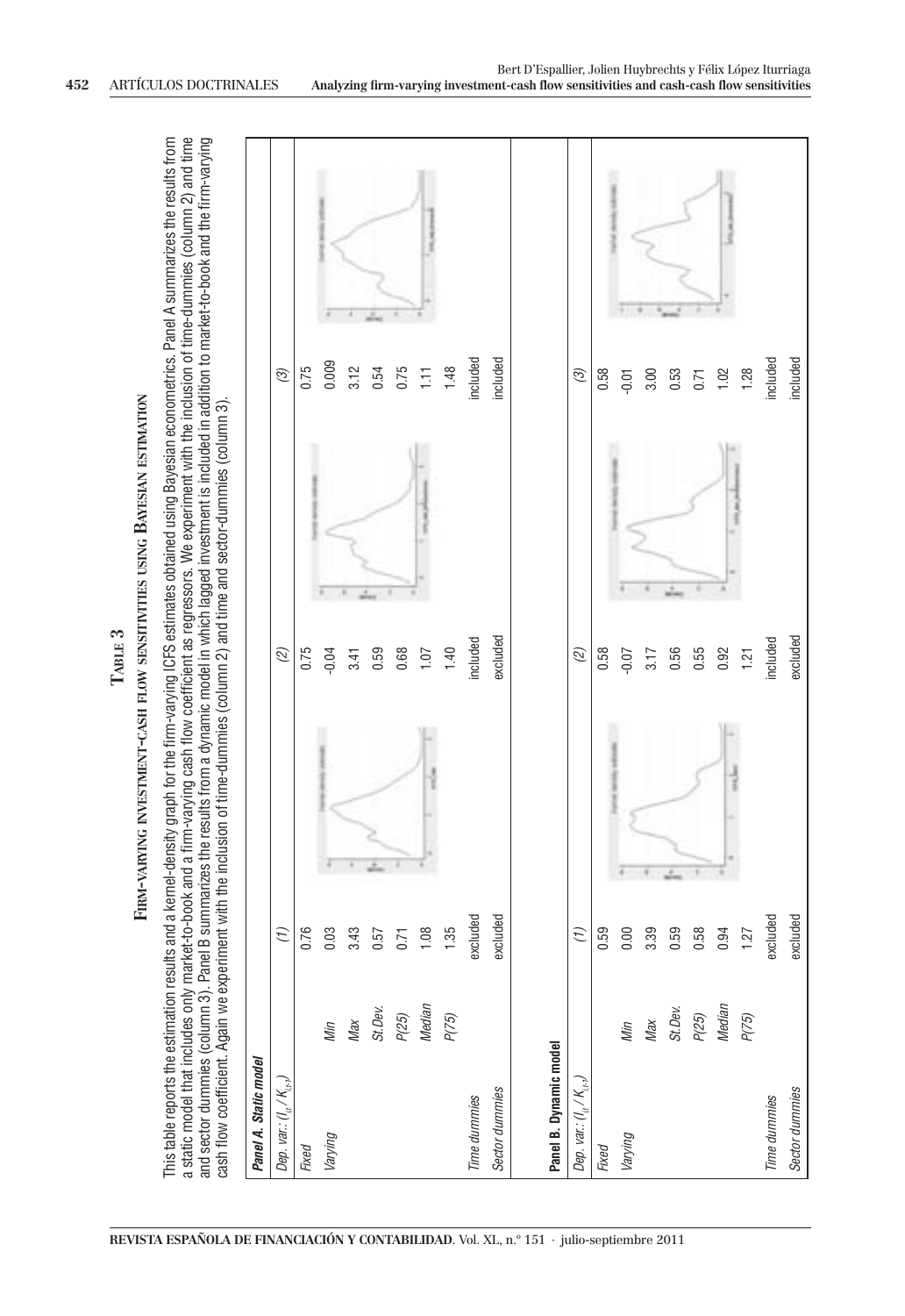# Table 3

## Firm-varying investment-cash flow sensitivities using Bayesian estimation

This table reports the estimation results and a kernel-density graph for the firm-varying ICFS estimates obtained using Bayesian econometrics. Panel A summarizes the results from a static model that includes only market-to-book and a firm-varying cash flow coefficient as regressors. We experiment with the inclusion of time-dummies (column 2) and time and sector dummies (column 3). Panel B summarizes the results from a dynamic model in which lagged investment is included in addition to market-to-book and the firm-varying cash flow coefficient. Again we experiment with the inclusion of time-dummies (column 2) and time and sector-dummies (column 3).

| Panel A. Static model | | | | | | | |
|---|---|---|---|---|---|---|---|
| Dep. var.: $(I_{it} / K_{i,t-1})$ | | (1) | | (2) | | (3) | |
| Fixed | | 0.76 | | 0.75 | | 0.75 | |
| Varying | Min | 0.03 | | -0.04 | | 0.009 | |
| | Max | 3.43 | | 3.41 | | 3.12 | |
| | St.Dev. | 0.57 | | 0.59 | | 0.54 | |
| | P(25) | 0.71 | | 0.68 | | 0.75 | |
| | Median | 1.08 | | 1.07 | | 1.11 | |
| | P(75) | 1.35 | | 1.40 | | 1.48 | |
| Time dummies | | excluded | | included | | included | |
| Sector dummies | | excluded | | excluded | | included | |

| Panel B. Dynamic model | | | | | | | |
|---|---|---|---|---|---|---|---|
| Dep. var.: $(I_{it} / K_{i,t-1})$ | | (1) | | (2) | | (3) | |
| Fixed | | 0.59 | | 0.58 | | 0.58 | |
| Varying | Min | 0.00 | | -0.07 | | -0.01 | |
| | Max | 3.39 | | 3.17 | | 3.00 | |
| | St.Dev. | 0.59 | | 0.56 | | 0.53 | |
| | P(25) | 0.58 | | 0.55 | | 0.71 | |
| | Median | 0.94 | | 0.92 | | 1.02 | |
| | P(75) | 1.27 | | 1.21 | | 1.28 | |
| Time dummies | | excluded | | included | | included | |
| Sector dummies | | excluded | | excluded | | included | |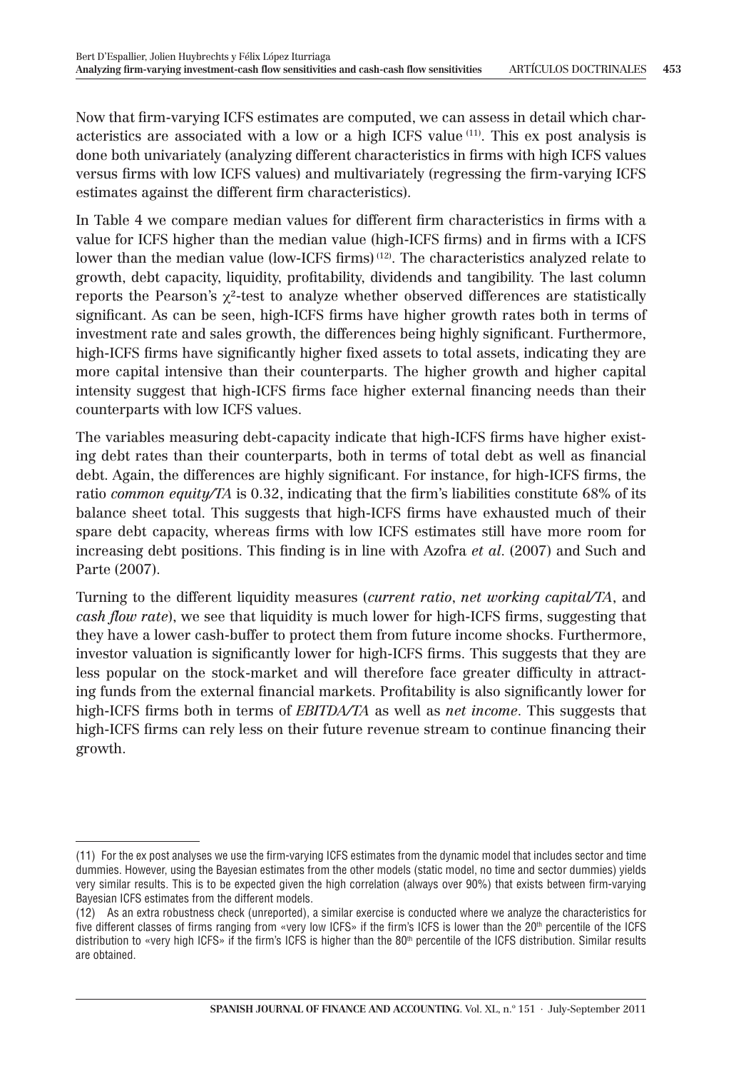Now that firm-varying ICFS estimates are computed, we can assess in detail which characteristics are associated with a low or a high ICFS value [(11)]. This ex post analysis is done both univariately (analyzing different characteristics in firms with high ICFS values versus firms with low ICFS values) and multivariately (regressing the firm-varying ICFS estimates against the different firm characteristics).

In Table 4 we compare median values for different firm characteristics in firms with a value for ICFS higher than the median value (high-ICFS firms) and in firms with a ICFS lower than the median value (low-ICFS firms) [(12)]. The characteristics analyzed relate to growth, debt capacity, liquidity, profitability, dividends and tangibility. The last column reports the Pearson's $\chi^2$-test to analyze whether observed differences are statistically significant. As can be seen, high-ICFS firms have higher growth rates both in terms of investment rate and sales growth, the differences being highly significant. Furthermore, high-ICFS firms have significantly higher fixed assets to total assets, indicating they are more capital intensive than their counterparts. The higher growth and higher capital intensity suggest that high-ICFS firms face higher external financing needs than their counterparts with low ICFS values.

The variables measuring debt-capacity indicate that high-ICFS firms have higher existing debt rates than their counterparts, both in terms of total debt as well as financial debt. Again, the differences are highly significant. For instance, for high-ICFS firms, the ratio *common equity/TA* is 0.32, indicating that the firm's liabilities constitute 68% of its balance sheet total. This suggests that high-ICFS firms have exhausted much of their spare debt capacity, whereas firms with low ICFS estimates still have more room for increasing debt positions. This finding is in line with Azofra *et al*. (2007) and Such and Parte (2007).

Turning to the different liquidity measures (*current ratio*, *net working capital/TA*, and *cash flow rate*), we see that liquidity is much lower for high-ICFS firms, suggesting that they have a lower cash-buffer to protect them from future income shocks. Furthermore, investor valuation is significantly lower for high-ICFS firms. This suggests that they are less popular on the stock-market and will therefore face greater difficulty in attracting funds from the external financial markets. Profitability is also significantly lower for high-ICFS firms both in terms of *EBITDA/TA* as well as *net income*. This suggests that high-ICFS firms can rely less on their future revenue stream to continue financing their growth.

---

(11) For the ex post analyses we use the firm-varying ICFS estimates from the dynamic model that includes sector and time dummies. However, using the Bayesian estimates from the other models (static model, no time and sector dummies) yields very similar results. This is to be expected given the high correlation (always over 90%) that exists between firm-varying Bayesian ICFS estimates from the different models.

(12) As an extra robustness check (unreported), a similar exercise is conducted where we analyze the characteristics for five different classes of firms ranging from «very low ICFS» if the firm's ICFS is lower than the 20th percentile of the ICFS distribution to «very high ICFS» if the firm's ICFS is higher than the 80th percentile of the ICFS distribution. Similar results are obtained.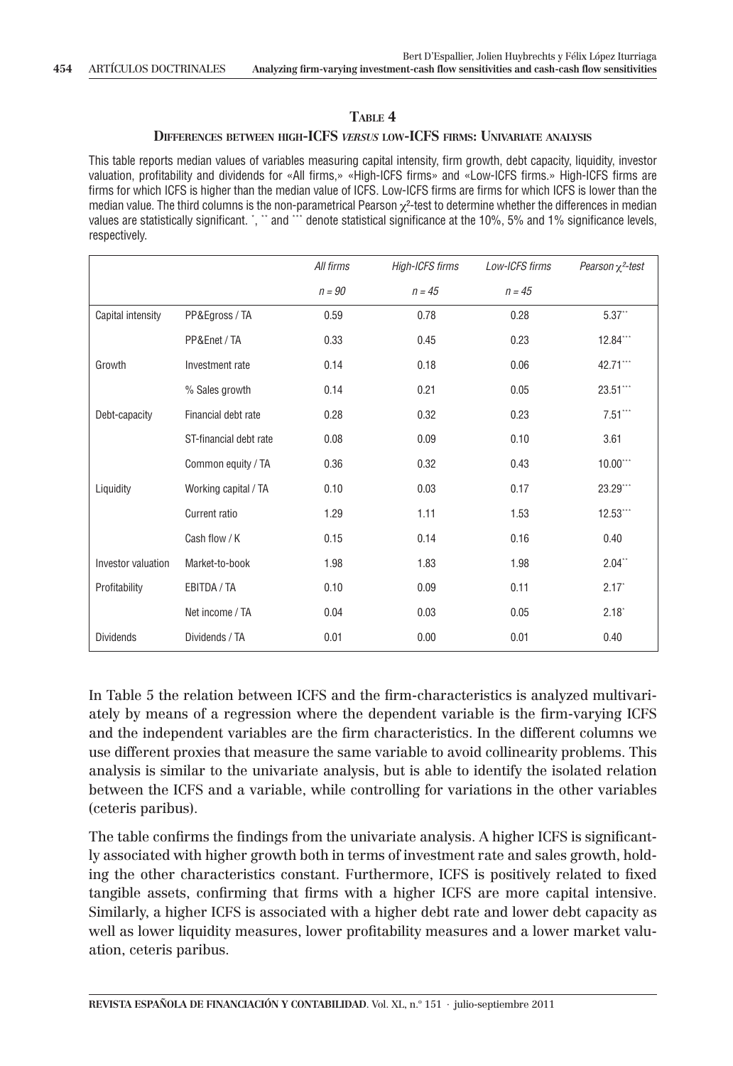### TABLE 4

### DIFFERENCES BETWEEN HIGH-ICFS *VERSUS* LOW-ICFS FIRMS: UNIVARIATE ANALYSIS

This table reports median values of variables measuring capital intensity, firm growth, debt capacity, liquidity, investor valuation, profitability and dividends for «All firms,» «High-ICFS firms» and «Low-ICFS firms.» High-ICFS firms are firms for which ICFS is higher than the median value of ICFS. Low-ICFS firms are firms for which ICFS is lower than the median value. The third columns is the non-parametrical Pearson $\chi^2$-test to determine whether the differences in median values are statistically significant. *, ** and *** denote statistical significance at the 10%, 5% and 1% significance levels, respectively.

| | | *All firms* | *High-ICFS firms* | *Low-ICFS firms* | *Pearson $\chi^2$-test* |
|---|---|---|---|---|---|
| | | *n = 90* | *n = 45* | *n = 45* | |
| Capital intensity | PP&Egross / TA | 0.59 | 0.78 | 0.28 | 5.37** |
| | PP&Enet / TA | 0.33 | 0.45 | 0.23 | 12.84*** |
| Growth | Investment rate | 0.14 | 0.18 | 0.06 | 42.71*** |
| | % Sales growth | 0.14 | 0.21 | 0.05 | 23.51*** |
| Debt-capacity | Financial debt rate | 0.28 | 0.32 | 0.23 | 7.51*** |
| | ST-financial debt rate | 0.08 | 0.09 | 0.10 | 3.61 |
| | Common equity / TA | 0.36 | 0.32 | 0.43 | 10.00*** |
| Liquidity | Working capital / TA | 0.10 | 0.03 | 0.17 | 23.29*** |
| | Current ratio | 1.29 | 1.11 | 1.53 | 12.53*** |
| | Cash flow / K | 0.15 | 0.14 | 0.16 | 0.40 |
| Investor valuation | Market-to-book | 1.98 | 1.83 | 1.98 | 2.04** |
| Profitability | EBITDA / TA | 0.10 | 0.09 | 0.11 | 2.17* |
| | Net income / TA | 0.04 | 0.03 | 0.05 | 2.18* |
| Dividends | Dividends / TA | 0.01 | 0.00 | 0.01 | 0.40 |

In Table 5 the relation between ICFS and the firm-characteristics is analyzed multivariately by means of a regression where the dependent variable is the firm-varying ICFS and the independent variables are the firm characteristics. In the different columns we use different proxies that measure the same variable to avoid collinearity problems. This analysis is similar to the univariate analysis, but is able to identify the isolated relation between the ICFS and a variable, while controlling for variations in the other variables (ceteris paribus).

The table confirms the findings from the univariate analysis. A higher ICFS is significantly associated with higher growth both in terms of investment rate and sales growth, holding the other characteristics constant. Furthermore, ICFS is positively related to fixed tangible assets, confirming that firms with a higher ICFS are more capital intensive. Similarly, a higher ICFS is associated with a higher debt rate and lower debt capacity as well as lower liquidity measures, lower profitability measures and a lower market valuation, ceteris paribus.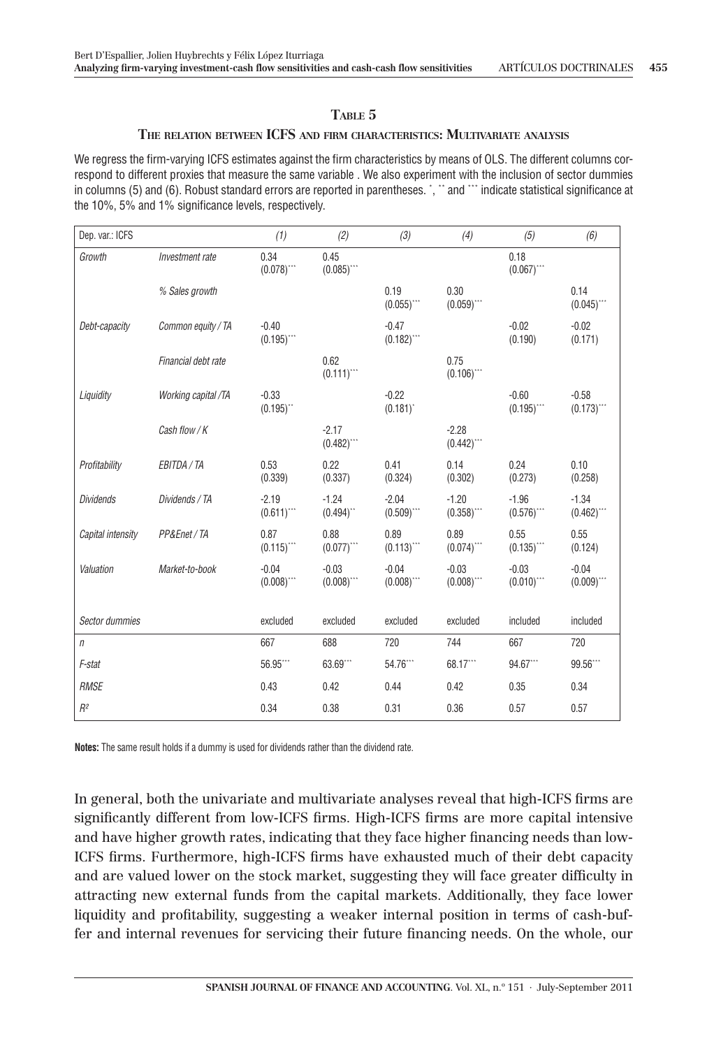**TABLE 5**

**THE RELATION BETWEEN ICFS AND FIRM CHARACTERISTICS: MULTIVARIATE ANALYSIS**

We regress the firm-varying ICFS estimates against the firm characteristics by means of OLS. The different columns correspond to different proxies that measure the same variable . We also experiment with the inclusion of sector dummies in columns (5) and (6). Robust standard errors are reported in parentheses. *, ** and *** indicate statistical significance at the 10%, 5% and 1% significance levels, respectively.

| Dep. var.: ICFS | | (1) | (2) | (3) | (4) | (5) | (6) |
|---|---|---|---|---|---|---|---|
| *Growth* | *Investment rate* | 0.34 (0.078)*** | 0.45 (0.085)*** | | | 0.18 (0.067)*** | |
| | *% Sales growth* | | | 0.19 (0.055)*** | 0.30 (0.059)*** | | 0.14 (0.045)*** |
| *Debt-capacity* | *Common equity / TA* | -0.40 (0.195)*** | | -0.47 (0.182)*** | | -0.02 (0.190) | -0.02 (0.171) |
| | *Financial debt rate* | | 0.62 (0.111)*** | | 0.75 (0.106)*** | | |
| *Liquidity* | *Working capital /TA* | -0.33 (0.195)** | | -0.22 (0.181)* | | -0.60 (0.195)*** | -0.58 (0.173)*** |
| | *Cash flow / K* | | -2.17 (0.482)*** | | -2.28 (0.442)*** | | |
| *Profitability* | *EBITDA / TA* | 0.53 (0.339) | 0.22 (0.337) | 0.41 (0.324) | 0.14 (0.302) | 0.24 (0.273) | 0.10 (0.258) |
| *Dividends* | *Dividends / TA* | -2.19 (0.611)*** | -1.24 (0.494)** | -2.04 (0.509)*** | -1.20 (0.358)*** | -1.96 (0.576)*** | -1.34 (0.462)*** |
| *Capital intensity* | *PP&Enet / TA* | 0.87 (0.115)*** | 0.88 (0.077)*** | 0.89 (0.113)*** | 0.89 (0.074)*** | 0.55 (0.135)*** | 0.55 (0.124) |
| *Valuation* | *Market-to-book* | -0.04 (0.008)*** | -0.03 (0.008)*** | -0.04 (0.008)*** | -0.03 (0.008)*** | -0.03 (0.010)*** | -0.04 (0.009)*** |
| *Sector dummies* | | excluded | excluded | excluded | excluded | included | included |
| *n* | | 667 | 688 | 720 | 744 | 667 | 720 |
| *F-stat* | | 56.95*** | 63.69*** | 54.76*** | 68.17*** | 94.67*** | 99.56*** |
| *RMSE* | | 0.43 | 0.42 | 0.44 | 0.42 | 0.35 | 0.34 |
| $R^2$ | | 0.34 | 0.38 | 0.31 | 0.36 | 0.57 | 0.57 |

**Notes:** The same result holds if a dummy is used for dividends rather than the dividend rate.

In general, both the univariate and multivariate analyses reveal that high-ICFS firms are significantly different from low-ICFS firms. High-ICFS firms are more capital intensive and have higher growth rates, indicating that they face higher financing needs than low-ICFS firms. Furthermore, high-ICFS firms have exhausted much of their debt capacity and are valued lower on the stock market, suggesting they will face greater difficulty in attracting new external funds from the capital markets. Additionally, they face lower liquidity and profitability, suggesting a weaker internal position in terms of cash-buffer and internal revenues for servicing their future financing needs. On the whole, our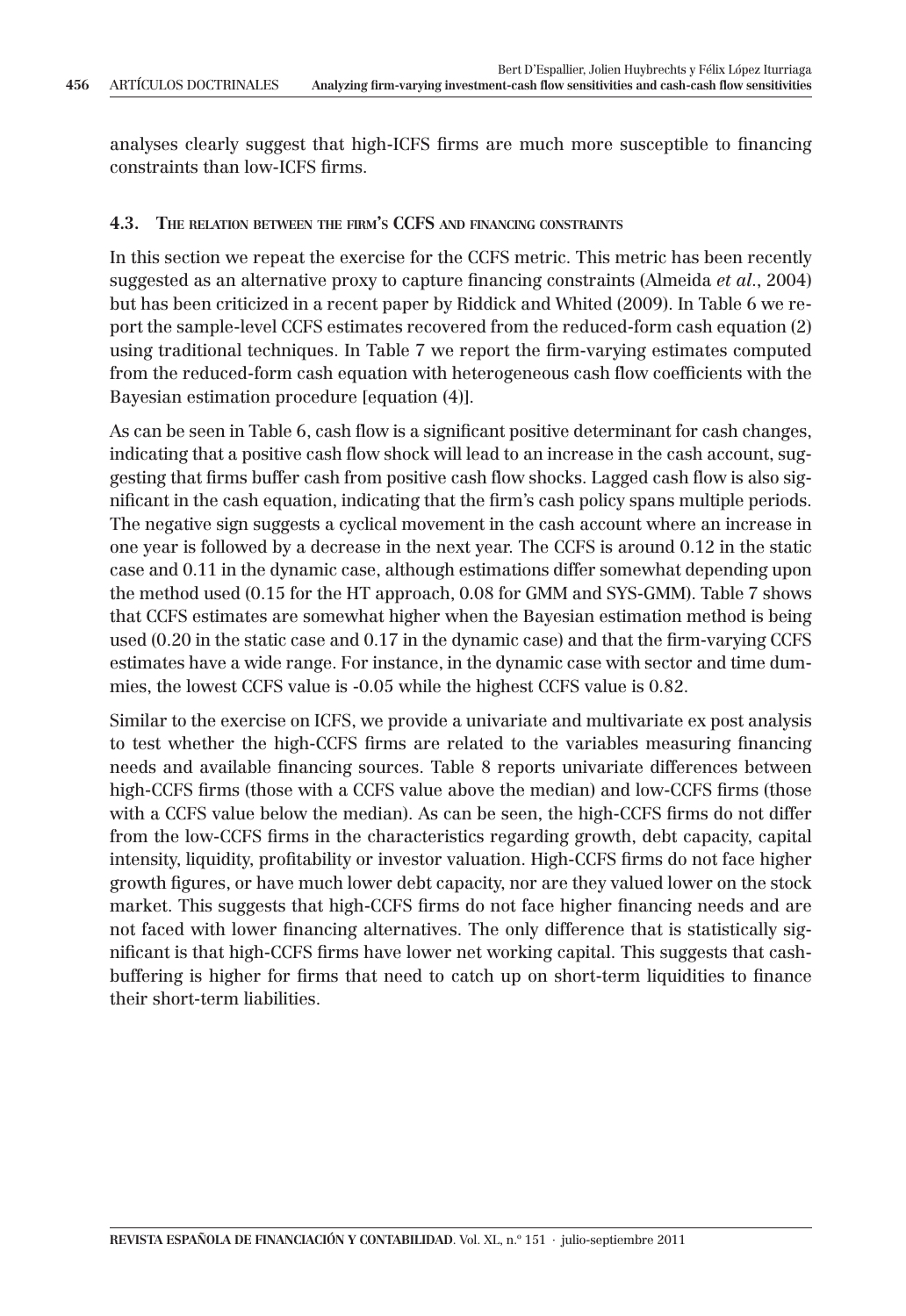analyses clearly suggest that high-ICFS firms are much more susceptible to financing constraints than low-ICFS firms.

### 4.3. The relation between the firm's CCFS and financing constraints

In this section we repeat the exercise for the CCFS metric. This metric has been recently suggested as an alternative proxy to capture financing constraints (Almeida *et al.*, 2004) but has been criticized in a recent paper by Riddick and Whited (2009). In Table 6 we report the sample-level CCFS estimates recovered from the reduced-form cash equation (2) using traditional techniques. In Table 7 we report the firm-varying estimates computed from the reduced-form cash equation with heterogeneous cash flow coefficients with the Bayesian estimation procedure [equation (4)].

As can be seen in Table 6, cash flow is a significant positive determinant for cash changes, indicating that a positive cash flow shock will lead to an increase in the cash account, suggesting that firms buffer cash from positive cash flow shocks. Lagged cash flow is also significant in the cash equation, indicating that the firm's cash policy spans multiple periods. The negative sign suggests a cyclical movement in the cash account where an increase in one year is followed by a decrease in the next year. The CCFS is around 0.12 in the static case and 0.11 in the dynamic case, although estimations differ somewhat depending upon the method used (0.15 for the HT approach, 0.08 for GMM and SYS-GMM). Table 7 shows that CCFS estimates are somewhat higher when the Bayesian estimation method is being used (0.20 in the static case and 0.17 in the dynamic case) and that the firm-varying CCFS estimates have a wide range. For instance, in the dynamic case with sector and time dummies, the lowest CCFS value is -0.05 while the highest CCFS value is 0.82.

Similar to the exercise on ICFS, we provide a univariate and multivariate ex post analysis to test whether the high-CCFS firms are related to the variables measuring financing needs and available financing sources. Table 8 reports univariate differences between high-CCFS firms (those with a CCFS value above the median) and low-CCFS firms (those with a CCFS value below the median). As can be seen, the high-CCFS firms do not differ from the low-CCFS firms in the characteristics regarding growth, debt capacity, capital intensity, liquidity, profitability or investor valuation. High-CCFS firms do not face higher growth figures, or have much lower debt capacity, nor are they valued lower on the stock market. This suggests that high-CCFS firms do not face higher financing needs and are not faced with lower financing alternatives. The only difference that is statistically significant is that high-CCFS firms have lower net working capital. This suggests that cash-buffering is higher for firms that need to catch up on short-term liquidities to finance their short-term liabilities.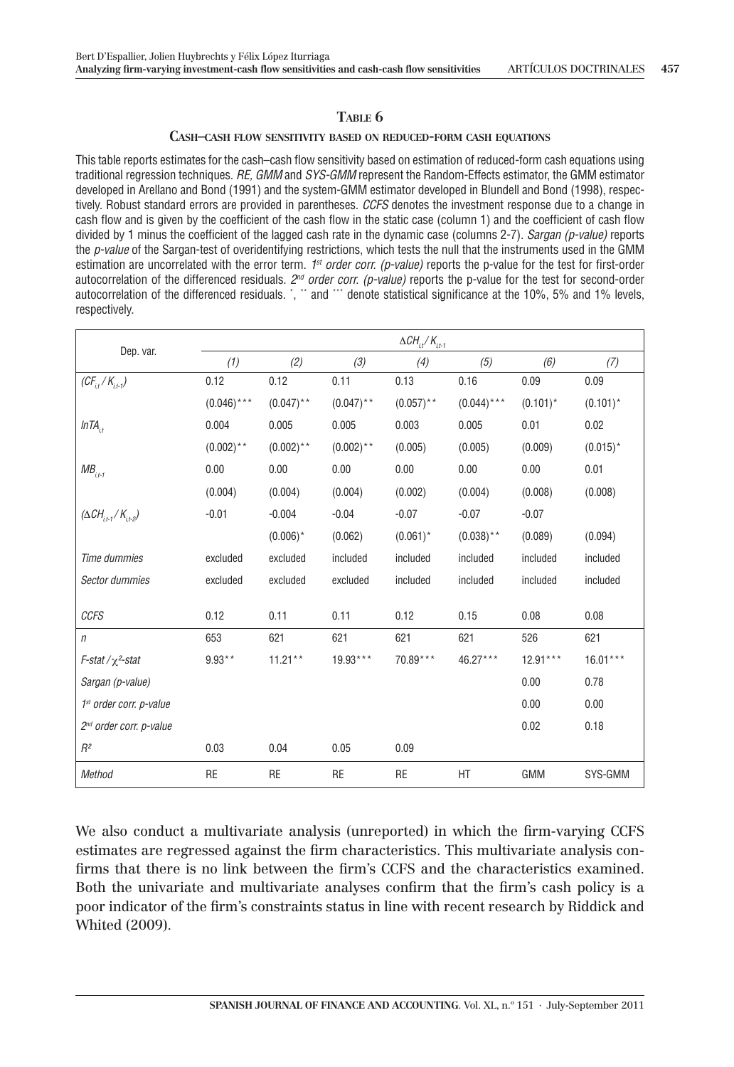**Table 6**

**Cash–cash flow sensitivity based on reduced-form cash equations**

This table reports estimates for the cash–cash flow sensitivity based on estimation of reduced-form cash equations using traditional regression techniques. *RE, GMM* and *SYS-GMM* represent the Random-Effects estimator, the GMM estimator developed in Arellano and Bond (1991) and the system-GMM estimator developed in Blundell and Bond (1998), respectively. Robust standard errors are provided in parentheses. *CCFS* denotes the investment response due to a change in cash flow and is given by the coefficient of the cash flow in the static case (column 1) and the coefficient of cash flow divided by 1 minus the coefficient of the lagged cash rate in the dynamic case (columns 2-7). *Sargan (p-value)* reports the *p-value* of the Sargan-test of overidentifying restrictions, which tests the null that the instruments used in the GMM estimation are uncorrelated with the error term. *1st order corr. (p-value)* reports the p-value for the test for first-order autocorrelation of the differenced residuals. *2nd order corr. (p-value)* reports the p-value for the test for second-order autocorrelation of the differenced residuals. *, ** and *** denote statistical significance at the 10%, 5% and 1% levels, respectively.

| Dep. var. | $\Delta CH_{i,t}/K_{i,t-1}$ | | | | | | |
|---|---|---|---|---|---|---|---|
| | *(1)* | *(2)* | *(3)* | *(4)* | *(5)* | *(6)* | *(7)* |
| $(CF_{i,t}/K_{i,t-1})$ | 0.12 | 0.12 | 0.11 | 0.13 | 0.16 | 0.09 | 0.09 |
| | (0.046)*** | (0.047)** | (0.047)** | (0.057)** | (0.044)*** | (0.101)* | (0.101)* |
| $lnTA_{i,t}$ | 0.004 | 0.005 | 0.005 | 0.003 | 0.005 | 0.01 | 0.02 |
| | (0.002)** | (0.002)** | (0.002)** | (0.005) | (0.005) | (0.009) | (0.015)* |
| $MB_{i,t-1}$ | 0.00 | 0.00 | 0.00 | 0.00 | 0.00 | 0.00 | 0.01 |
| | (0.004) | (0.004) | (0.004) | (0.002) | (0.004) | (0.008) | (0.008) |
| $(\Delta CH_{i,t-1}/K_{i,t-2})$ | -0.01 | -0.004 | -0.04 | -0.07 | -0.07 | -0.07 | |
| | | (0.006)* | (0.062) | (0.061)* | (0.038)** | (0.089) | (0.094) |
| *Time dummies* | excluded | excluded | included | included | included | included | included |
| *Sector dummies* | excluded | excluded | excluded | included | included | included | included |
| *CCFS* | 0.12 | 0.11 | 0.11 | 0.12 | 0.15 | 0.08 | 0.08 |
| *n* | 653 | 621 | 621 | 621 | 621 | 526 | 621 |
| *F-stat / $\chi^2$-stat* | 9.93** | 11.21** | 19.93*** | 70.89*** | 46.27*** | 12.91*** | 16.01*** |
| *Sargan (p-value)* | | | | | | 0.00 | 0.78 |
| *1st order corr. p-value* | | | | | | 0.00 | 0.00 |
| *2nd order corr. p-value* | | | | | | 0.02 | 0.18 |
| $R^2$ | 0.03 | 0.04 | 0.05 | 0.09 | | | |
| *Method* | RE | RE | RE | RE | HT | GMM | SYS-GMM |

We also conduct a multivariate analysis (unreported) in which the firm-varying CCFS estimates are regressed against the firm characteristics. This multivariate analysis confirms that there is no link between the firm's CCFS and the characteristics examined. Both the univariate and multivariate analyses confirm that the firm's cash policy is a poor indicator of the firm's constraints status in line with recent research by Riddick and Whited (2009).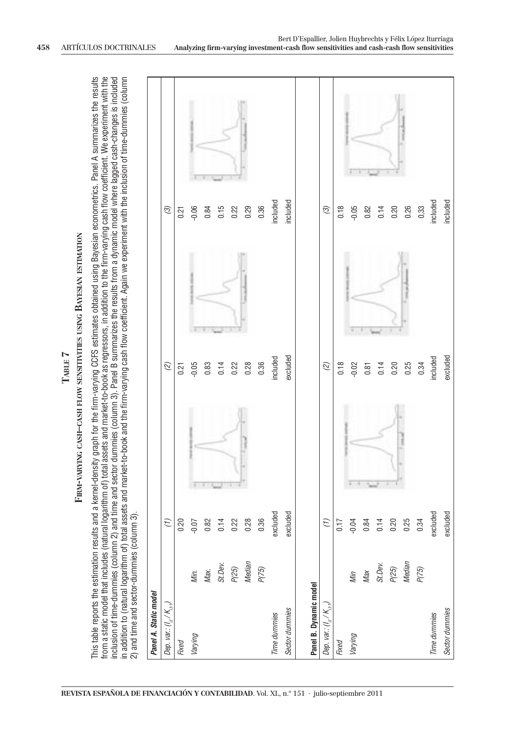# TABLE 7

## FIRM-VARYING CASH–CASH FLOW SENSITIVITIES USING BAYESIAN ESTIMATION

This table reports the estimation results and a kernel-density graph for the firm-varying CCFS estimates obtained using Bayesian econometrics. Panel A summarizes the results from a static model that includes (natural logarithm of) total assets and market-to-book as regressors, in addition to the firm-varying cash flow coefficient. We experiment with the inclusion of time-dummies (column 2) and time and sector dummies (column 3). Panel B summarizes the results from a dynamic model where lagged cash-changes is included in addition to (natural logarithm of) total assets and market-to-book and the firm-varying cash flow coefficient. Again we experiment with the inclusion of time-dummies (column 2) and time and sector-dummies (column 3).

| **Panel A. Static model** | | | | |
|---|---|---|---|---|
| *Dep. var.: $(I_{it}/K_{i,t-1})$* | | *(1)* | *(2)* | *(3)* |
| *Fixed* | | 0.20 | 0.21 | 0.21 |
| *Varying* | *Min.* | -0.07 | -0.05 | -0.06 |
| | *Max.* | 0.82 | 0.83 | 0.84 |
| | *St.Dev.* | 0.14 | 0.14 | 0.15 |
| | *P(25)* | 0.22 | 0.22 | 0.22 |
| | *Median* | 0.28 | 0.28 | 0.29 |
| | *P(75)* | 0.36 | 0.36 | 0.36 |
| *Time dummies* | | excluded | included | included |
| *Sector dummies* | | excluded | excluded | included |

| **Panel B. Dynamic model** | | | | |
|---|---|---|---|---|
| *Dep. var.: $(I_{it}/K_{i,t-1})$* | | *(1)* | *(2)* | *(3)* |
| *Fixed* | | 0.17 | 0.18 | 0.18 |
| *Varying* | *Min* | -0.04 | -0.02 | -0.05 |
| | *Max* | 0.84 | 0.81 | 0.82 |
| | *St.Dev.* | 0.14 | 0.14 | 0.14 |
| | *P(25)* | 0.20 | 0.20 | 0.20 |
| | *Median* | 0.25 | 0.25 | 0.26 |
| | *P(75)* | 0.34 | 0.34 | 0,33 |
| *Time dummies* | | excluded | included | included |
| *Sector dummies* | | excluded | excluded | included |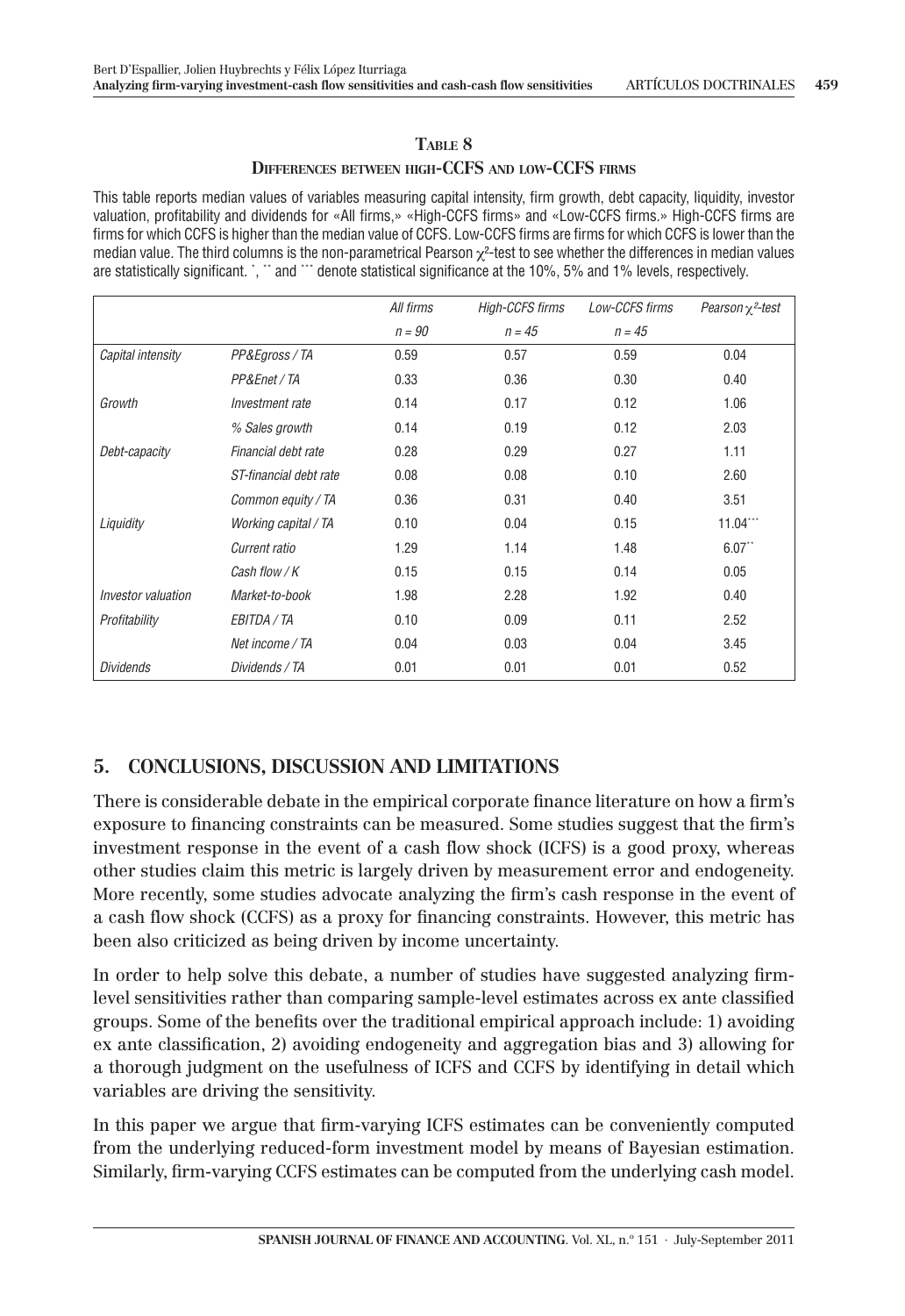**TABLE 8**

**DIFFERENCES BETWEEN HIGH-CCFS AND LOW-CCFS FIRMS**

This table reports median values of variables measuring capital intensity, firm growth, debt capacity, liquidity, investor valuation, profitability and dividends for «All firms,» «High-CCFS firms» and «Low-CCFS firms.» High-CCFS firms are firms for which CCFS is higher than the median value of CCFS. Low-CCFS firms are firms for which CCFS is lower than the median value. The third columns is the non-parametrical Pearson $\chi^2$-test to see whether the differences in median values are statistically significant. *, ** and *** denote statistical significance at the 10%, 5% and 1% levels, respectively.

| | | *All firms* | *High-CCFS firms* | *Low-CCFS firms* | *Pearson $\chi^2$-test* |
|---|---|---|---|---|---|
| | | *n = 90* | *n = 45* | *n = 45* | |
| *Capital intensity* | *PP&Egross / TA* | 0.59 | 0.57 | 0.59 | 0.04 |
| | *PP&Enet / TA* | 0.33 | 0.36 | 0.30 | 0.40 |
| *Growth* | *Investment rate* | 0.14 | 0.17 | 0.12 | 1.06 |
| | *% Sales growth* | 0.14 | 0.19 | 0.12 | 2.03 |
| *Debt-capacity* | *Financial debt rate* | 0.28 | 0.29 | 0.27 | 1.11 |
| | *ST-financial debt rate* | 0.08 | 0.08 | 0.10 | 2.60 |
| | *Common equity / TA* | 0.36 | 0.31 | 0.40 | 3.51 |
| *Liquidity* | *Working capital / TA* | 0.10 | 0.04 | 0.15 | 11.04*** |
| | *Current ratio* | 1.29 | 1.14 | 1.48 | 6.07** |
| | *Cash flow / K* | 0.15 | 0.15 | 0.14 | 0.05 |
| *Investor valuation* | *Market-to-book* | 1.98 | 2.28 | 1.92 | 0.40 |
| *Profitability* | *EBITDA / TA* | 0.10 | 0.09 | 0.11 | 2.52 |
| | *Net income / TA* | 0.04 | 0.03 | 0.04 | 3.45 |
| *Dividends* | *Dividends / TA* | 0.01 | 0.01 | 0.01 | 0.52 |

## 5. CONCLUSIONS, DISCUSSION AND LIMITATIONS

There is considerable debate in the empirical corporate finance literature on how a firm's exposure to financing constraints can be measured. Some studies suggest that the firm's investment response in the event of a cash flow shock (ICFS) is a good proxy, whereas other studies claim this metric is largely driven by measurement error and endogeneity. More recently, some studies advocate analyzing the firm's cash response in the event of a cash flow shock (CCFS) as a proxy for financing constraints. However, this metric has been also criticized as being driven by income uncertainty.

In order to help solve this debate, a number of studies have suggested analyzing firm-level sensitivities rather than comparing sample-level estimates across ex ante classified groups. Some of the benefits over the traditional empirical approach include: 1) avoiding ex ante classification, 2) avoiding endogeneity and aggregation bias and 3) allowing for a thorough judgment on the usefulness of ICFS and CCFS by identifying in detail which variables are driving the sensitivity.

In this paper we argue that firm-varying ICFS estimates can be conveniently computed from the underlying reduced-form investment model by means of Bayesian estimation. Similarly, firm-varying CCFS estimates can be computed from the underlying cash model.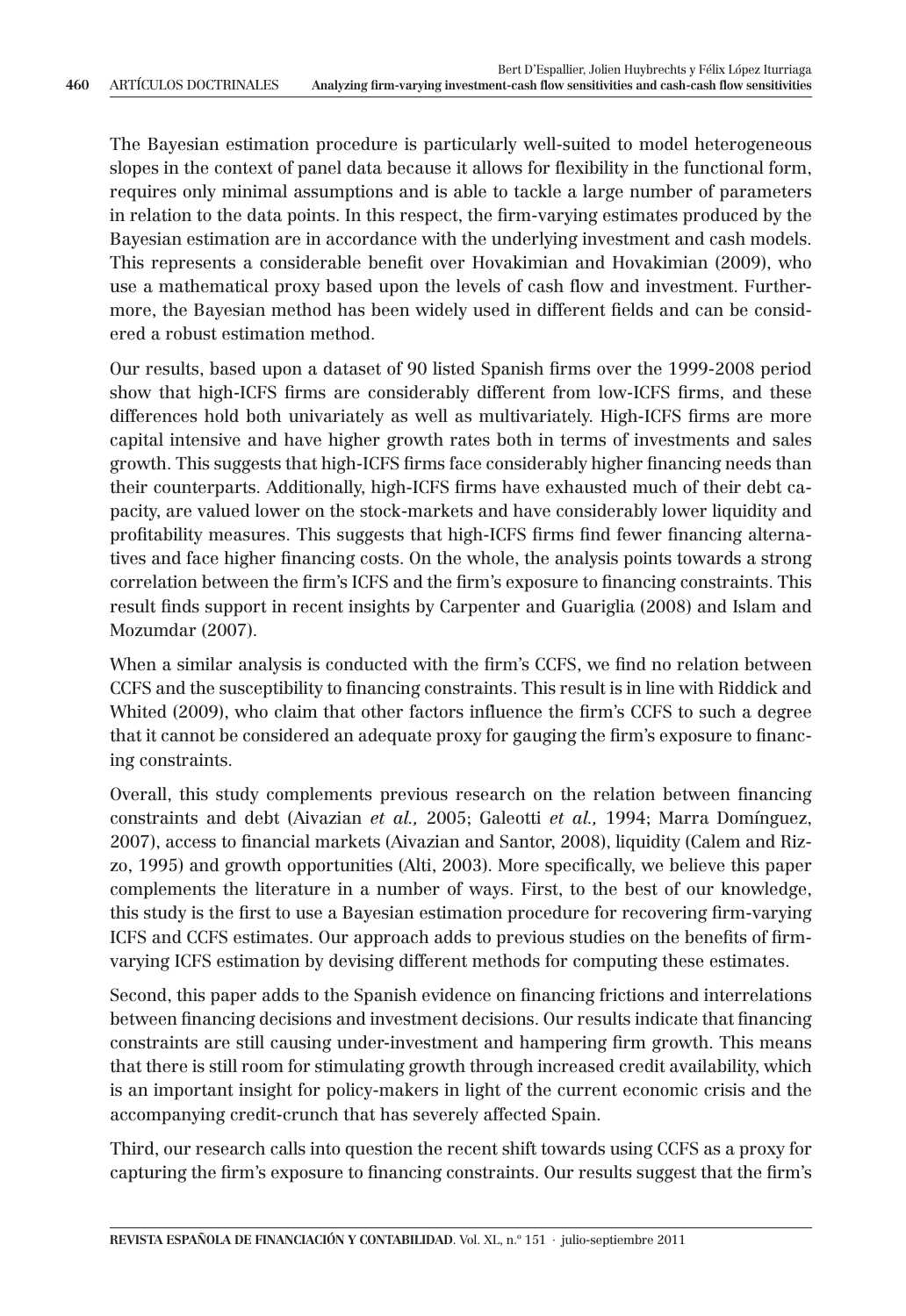The Bayesian estimation procedure is particularly well-suited to model heterogeneous slopes in the context of panel data because it allows for flexibility in the functional form, requires only minimal assumptions and is able to tackle a large number of parameters in relation to the data points. In this respect, the firm-varying estimates produced by the Bayesian estimation are in accordance with the underlying investment and cash models. This represents a considerable benefit over Hovakimian and Hovakimian (2009), who use a mathematical proxy based upon the levels of cash flow and investment. Furthermore, the Bayesian method has been widely used in different fields and can be considered a robust estimation method.

Our results, based upon a dataset of 90 listed Spanish firms over the 1999-2008 period show that high-ICFS firms are considerably different from low-ICFS firms, and these differences hold both univariately as well as multivariately. High-ICFS firms are more capital intensive and have higher growth rates both in terms of investments and sales growth. This suggests that high-ICFS firms face considerably higher financing needs than their counterparts. Additionally, high-ICFS firms have exhausted much of their debt capacity, are valued lower on the stock-markets and have considerably lower liquidity and profitability measures. This suggests that high-ICFS firms find fewer financing alternatives and face higher financing costs. On the whole, the analysis points towards a strong correlation between the firm's ICFS and the firm's exposure to financing constraints. This result finds support in recent insights by Carpenter and Guariglia (2008) and Islam and Mozumdar (2007).

When a similar analysis is conducted with the firm's CCFS, we find no relation between CCFS and the susceptibility to financing constraints. This result is in line with Riddick and Whited (2009), who claim that other factors influence the firm's CCFS to such a degree that it cannot be considered an adequate proxy for gauging the firm's exposure to financing constraints.

Overall, this study complements previous research on the relation between financing constraints and debt (Aivazian *et al.,* 2005; Galeotti *et al.,* 1994; Marra Domínguez, 2007), access to financial markets (Aivazian and Santor, 2008), liquidity (Calem and Rizzo, 1995) and growth opportunities (Alti, 2003). More specifically, we believe this paper complements the literature in a number of ways. First, to the best of our knowledge, this study is the first to use a Bayesian estimation procedure for recovering firm-varying ICFS and CCFS estimates. Our approach adds to previous studies on the benefits of firm-varying ICFS estimation by devising different methods for computing these estimates.

Second, this paper adds to the Spanish evidence on financing frictions and interrelations between financing decisions and investment decisions. Our results indicate that financing constraints are still causing under-investment and hampering firm growth. This means that there is still room for stimulating growth through increased credit availability, which is an important insight for policy-makers in light of the current economic crisis and the accompanying credit-crunch that has severely affected Spain.

Third, our research calls into question the recent shift towards using CCFS as a proxy for capturing the firm's exposure to financing constraints. Our results suggest that the firm's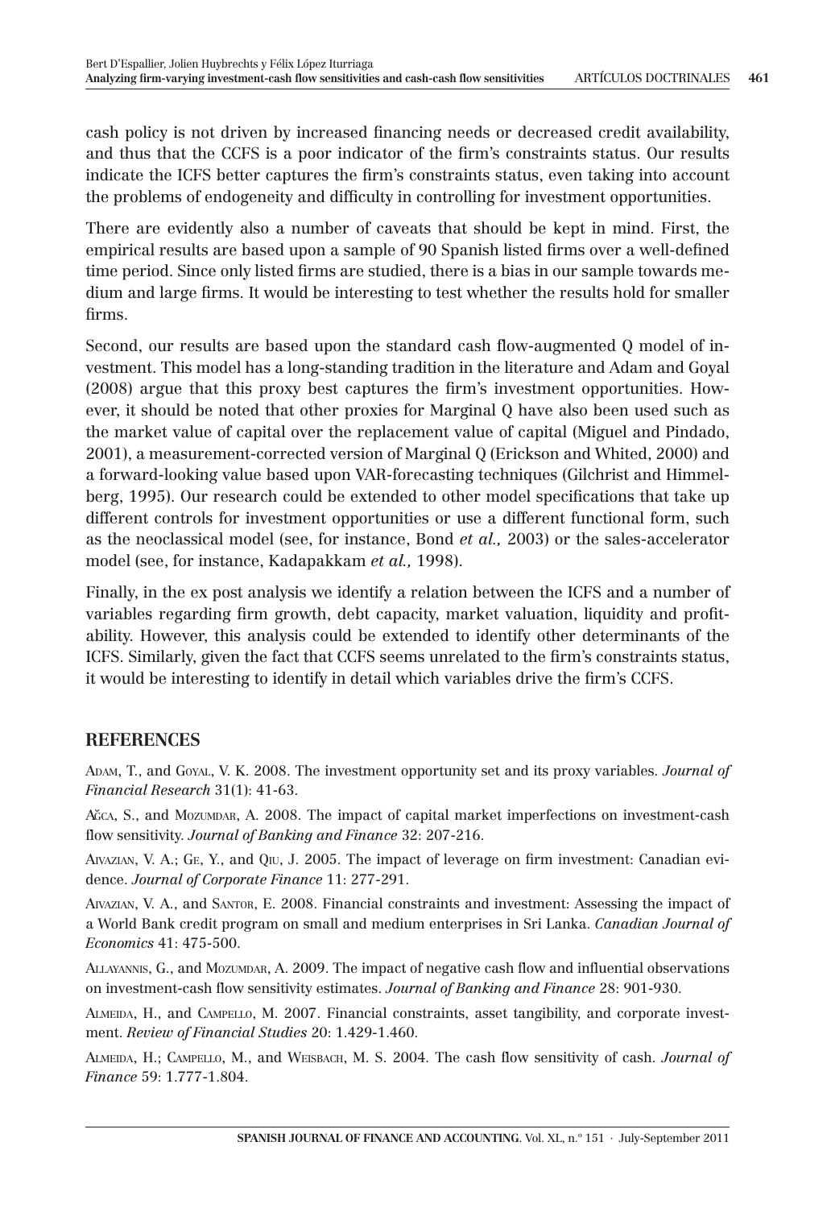cash policy is not driven by increased financing needs or decreased credit availability, and thus that the CCFS is a poor indicator of the firm's constraints status. Our results indicate the ICFS better captures the firm's constraints status, even taking into account the problems of endogeneity and difficulty in controlling for investment opportunities.

There are evidently also a number of caveats that should be kept in mind. First, the empirical results are based upon a sample of 90 Spanish listed firms over a well-defined time period. Since only listed firms are studied, there is a bias in our sample towards medium and large firms. It would be interesting to test whether the results hold for smaller firms.

Second, our results are based upon the standard cash flow-augmented Q model of investment. This model has a long-standing tradition in the literature and Adam and Goyal (2008) argue that this proxy best captures the firm's investment opportunities. However, it should be noted that other proxies for Marginal Q have also been used such as the market value of capital over the replacement value of capital (Miguel and Pindado, 2001), a measurement-corrected version of Marginal Q (Erickson and Whited, 2000) and a forward-looking value based upon VAR-forecasting techniques (Gilchrist and Himmelberg, 1995). Our research could be extended to other model specifications that take up different controls for investment opportunities or use a different functional form, such as the neoclassical model (see, for instance, Bond *et al.,* 2003) or the sales-accelerator model (see, for instance, Kadapakkam *et al.,* 1998).

Finally, in the ex post analysis we identify a relation between the ICFS and a number of variables regarding firm growth, debt capacity, market valuation, liquidity and profitability. However, this analysis could be extended to identify other determinants of the ICFS. Similarly, given the fact that CCFS seems unrelated to the firm's constraints status, it would be interesting to identify in detail which variables drive the firm's CCFS.

## REFERENCES

Adam, T., and Goyal, V. K. 2008. The investment opportunity set and its proxy variables. *Journal of Financial Research* 31(1): 41-63.

Ağca, S., and Mozumdar, A. 2008. The impact of capital market imperfections on investment-cash flow sensitivity. *Journal of Banking and Finance* 32: 207-216.

Aivazian, V. A.; Ge, Y., and Qiu, J. 2005. The impact of leverage on firm investment: Canadian evidence. *Journal of Corporate Finance* 11: 277-291.

Aivazian, V. A., and Santor, E. 2008. Financial constraints and investment: Assessing the impact of a World Bank credit program on small and medium enterprises in Sri Lanka. *Canadian Journal of Economics* 41: 475-500.

Allayannis, G., and Mozumdar, A. 2009. The impact of negative cash flow and influential observations on investment-cash flow sensitivity estimates. *Journal of Banking and Finance* 28: 901-930.

Almeida, H., and Campello, M. 2007. Financial constraints, asset tangibility, and corporate investment. *Review of Financial Studies* 20: 1.429-1.460.

Almeida, H.; Campello, M., and Weisbach, M. S. 2004. The cash flow sensitivity of cash. *Journal of Finance* 59: 1.777-1.804.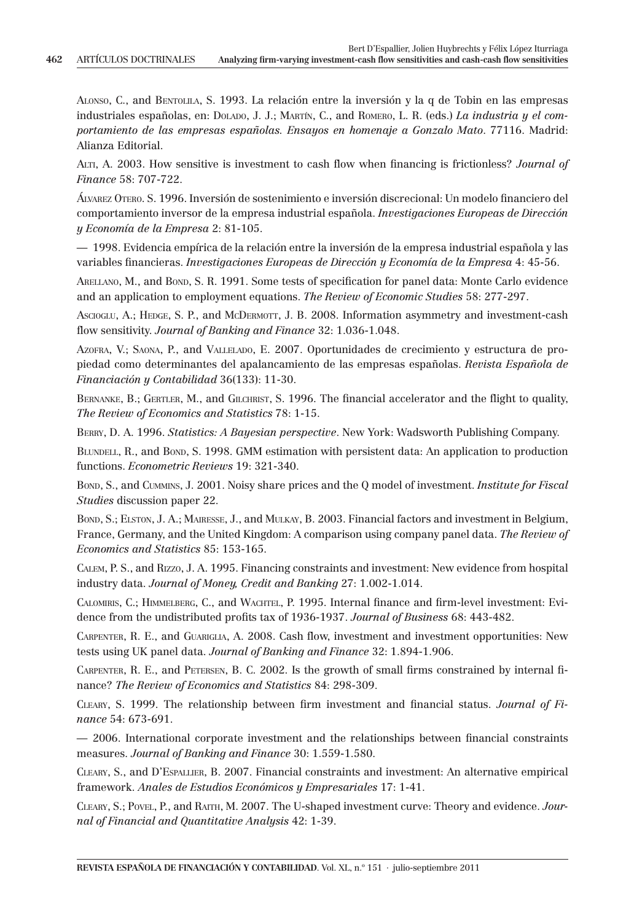Alonso, C., and Bentolila, S. 1993. La relación entre la inversión y la q de Tobin en las empresas industriales españolas, en: Dolado, J. J.; Martín, C., and Romero, L. R. (eds.) *La industria y el comportamiento de las empresas españolas. Ensayos en homenaje a Gonzalo Mato*. 77116. Madrid: Alianza Editorial.

Alti, A. 2003. How sensitive is investment to cash flow when financing is frictionless? *Journal of Finance* 58: 707-722.

Álvarez Otero. S. 1996. Inversión de sostenimiento e inversión discrecional: Un modelo financiero del comportamiento inversor de la empresa industrial española. *Investigaciones Europeas de Dirección y Economía de la Empresa* 2: 81-105.

— 1998. Evidencia empírica de la relación entre la inversión de la empresa industrial española y las variables financieras. *Investigaciones Europeas de Dirección y Economía de la Empresa* 4: 45-56.

Arellano, M., and Bond, S. R. 1991. Some tests of specification for panel data: Monte Carlo evidence and an application to employment equations. *The Review of Economic Studies* 58: 277-297.

Ascioglu, A.; Hedge, S. P., and McDermott, J. B. 2008. Information asymmetry and investment-cash flow sensitivity. *Journal of Banking and Finance* 32: 1.036-1.048.

Azofra, V.; Saona, P., and Vallelado, E. 2007. Oportunidades de crecimiento y estructura de propiedad como determinantes del apalancamiento de las empresas españolas. *Revista Española de Financiación y Contabilidad* 36(133): 11-30.

Bernanke, B.; Gertler, M., and Gilchrist, S. 1996. The financial accelerator and the flight to quality, *The Review of Economics and Statistics* 78: 1-15.

Berry, D. A. 1996. *Statistics: A Bayesian perspective*. New York: Wadsworth Publishing Company.

Blundell, R., and Bond, S. 1998. GMM estimation with persistent data: An application to production functions. *Econometric Reviews* 19: 321-340.

Bond, S., and Cummins, J. 2001. Noisy share prices and the Q model of investment. *Institute for Fiscal Studies* discussion paper 22.

Bond, S.; Elston, J. A.; Mairesse, J., and Mulkay, B. 2003. Financial factors and investment in Belgium, France, Germany, and the United Kingdom: A comparison using company panel data. *The Review of Economics and Statistics* 85: 153-165.

Calem, P. S., and Rizzo, J. A. 1995. Financing constraints and investment: New evidence from hospital industry data. *Journal of Money, Credit and Banking* 27: 1.002-1.014.

Calomiris, C.; Himmelberg, C., and Wachtel, P. 1995. Internal finance and firm-level investment: Evidence from the undistributed profits tax of 1936-1937. *Journal of Business* 68: 443-482.

Carpenter, R. E., and Guariglia, A. 2008. Cash flow, investment and investment opportunities: New tests using UK panel data. *Journal of Banking and Finance* 32: 1.894-1.906.

Carpenter, R. E., and Petersen, B. C. 2002. Is the growth of small firms constrained by internal finance? *The Review of Economics and Statistics* 84: 298-309.

Cleary, S. 1999. The relationship between firm investment and financial status. *Journal of Finance* 54: 673-691.

— 2006. International corporate investment and the relationships between financial constraints measures. *Journal of Banking and Finance* 30: 1.559-1.580.

Cleary, S., and D'Espallier, B. 2007. Financial constraints and investment: An alternative empirical framework. *Anales de Estudios Económicos y Empresariales* 17: 1-41.

Cleary, S.; Povel, P., and Raith, M. 2007. The U-shaped investment curve: Theory and evidence. *Journal of Financial and Quantitative Analysis* 42: 1-39.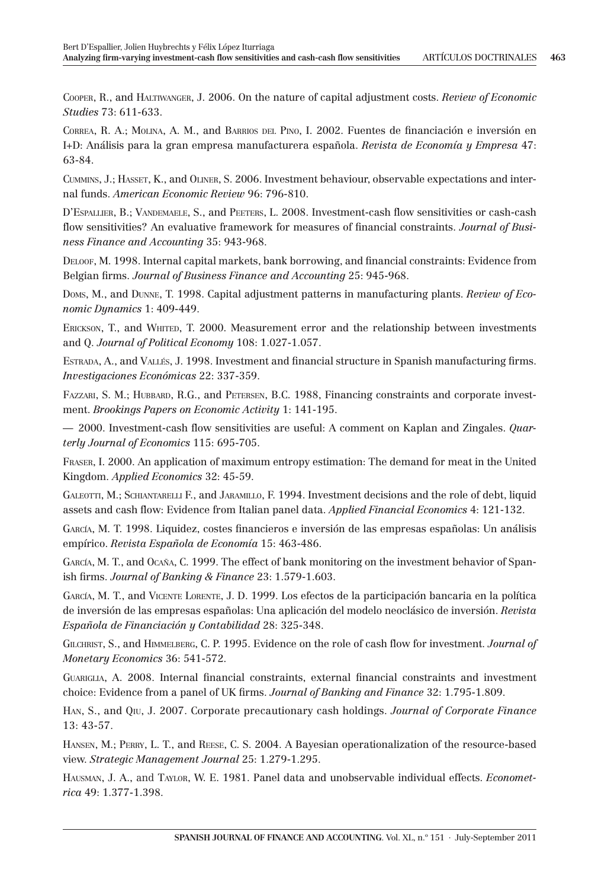Cooper, R., and Haltiwanger, J. 2006. On the nature of capital adjustment costs. *Review of Economic Studies* 73: 611-633.

Correa, R. A.; Molina, A. M., and Barrios del Pino, I. 2002. Fuentes de financiación e inversión en I+D: Análisis para la gran empresa manufacturera española. *Revista de Economía y Empresa* 47: 63-84.

Cummins, J.; Hasset, K., and Oliner, S. 2006. Investment behaviour, observable expectations and internal funds. *American Economic Review* 96: 796-810.

D'Espallier, B.; Vandemaele, S., and Peeters, L. 2008. Investment-cash flow sensitivities or cash-cash flow sensitivities? An evaluative framework for measures of financial constraints. *Journal of Business Finance and Accounting* 35: 943-968.

Deloof, M. 1998. Internal capital markets, bank borrowing, and financial constraints: Evidence from Belgian firms. *Journal of Business Finance and Accounting* 25: 945-968.

Doms, M., and Dunne, T. 1998. Capital adjustment patterns in manufacturing plants. *Review of Economic Dynamics* 1: 409-449.

Erickson, T., and Whited, T. 2000. Measurement error and the relationship between investments and Q. *Journal of Political Economy* 108: 1.027-1.057.

Estrada, A., and Vallés, J. 1998. Investment and financial structure in Spanish manufacturing firms. *Investigaciones Económicas* 22: 337-359.

Fazzari, S. M.; Hubbard, R.G., and Petersen, B.C. 1988, Financing constraints and corporate investment. *Brookings Papers on Economic Activity* 1: 141-195.

— 2000. Investment-cash flow sensitivities are useful: A comment on Kaplan and Zingales. *Quarterly Journal of Economics* 115: 695-705.

Fraser, I. 2000. An application of maximum entropy estimation: The demand for meat in the United Kingdom. *Applied Economics* 32: 45-59.

Galeotti, M.; Schiantarelli F., and Jaramillo, F. 1994. Investment decisions and the role of debt, liquid assets and cash flow: Evidence from Italian panel data. *Applied Financial Economics* 4: 121-132.

García, M. T. 1998. Liquidez, costes financieros e inversión de las empresas españolas: Un análisis empírico. *Revista Española de Economía* 15: 463-486.

García, M. T., and Ocaña, C. 1999. The effect of bank monitoring on the investment behavior of Spanish firms. *Journal of Banking & Finance* 23: 1.579-1.603.

García, M. T., and Vicente Lorente, J. D. 1999. Los efectos de la participación bancaria en la política de inversión de las empresas españolas: Una aplicación del modelo neoclásico de inversión. *Revista Española de Financiación y Contabilidad* 28: 325-348.

Gilchrist, S., and Himmelberg, C. P. 1995. Evidence on the role of cash flow for investment. *Journal of Monetary Economics* 36: 541-572.

Guariglia, A. 2008. Internal financial constraints, external financial constraints and investment choice: Evidence from a panel of UK firms. *Journal of Banking and Finance* 32: 1.795-1.809.

Han, S., and Qiu, J. 2007. Corporate precautionary cash holdings. *Journal of Corporate Finance* 13: 43-57.

Hansen, M.; Perry, L. T., and Reese, C. S. 2004. A Bayesian operationalization of the resource-based view. *Strategic Management Journal* 25: 1.279-1.295.

Hausman, J. A., and Taylor, W. E. 1981. Panel data and unobservable individual effects. *Econometrica* 49: 1.377-1.398.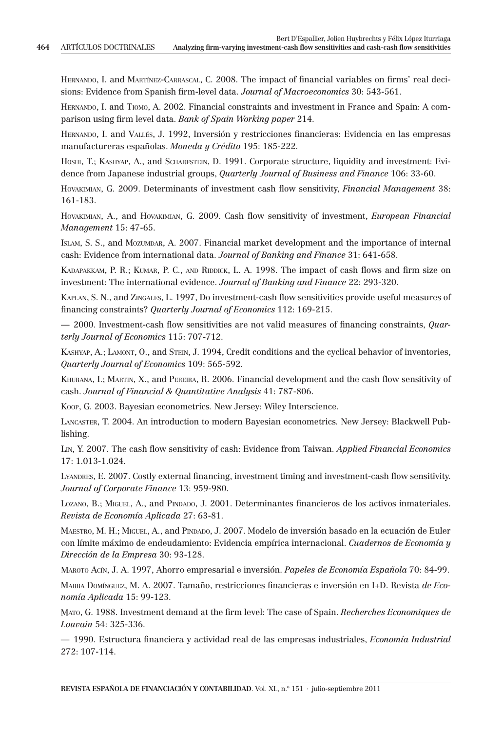Hernando, I. and Martínez-Carrascal, C. 2008. The impact of financial variables on firms' real decisions: Evidence from Spanish firm-level data. *Journal of Macroeconomics* 30: 543-561.

Hernando, I. and Tiomo, A. 2002. Financial constraints and investment in France and Spain: A comparison using firm level data. *Bank of Spain Working paper* 214.

Hernando, I. and Vallés, J. 1992, Inversión y restricciones financieras: Evidencia en las empresas manufactureras españolas. *Moneda y Crédito* 195: 185-222.

Hoshi, T.; Kashyap, A., and Scharfstein, D. 1991. Corporate structure, liquidity and investment: Evidence from Japanese industrial groups, *Quarterly Journal of Business and Finance* 106: 33-60.

Hovakimian, G. 2009. Determinants of investment cash flow sensitivity, *Financial Management* 38: 161-183.

Hovakimian, A., and Hovakimian, G. 2009. Cash flow sensitivity of investment, *European Financial Management* 15: 47-65.

Islam, S. S., and Mozumdar, A. 2007. Financial market development and the importance of internal cash: Evidence from international data. *Journal of Banking and Finance* 31: 641-658.

Kadapakkam, P. R.; Kumar, P. C., and Riddick, L. A. 1998. The impact of cash flows and firm size on investment: The international evidence. *Journal of Banking and Finance* 22: 293-320.

Kaplan, S. N., and Zingales, L. 1997, Do investment-cash flow sensitivities provide useful measures of financing constraints? *Quarterly Journal of Economics* 112: 169-215.

— 2000. Investment-cash flow sensitivities are not valid measures of financing constraints, *Quarterly Journal of Economics* 115: 707-712.

Kashyap, A.; Lamont, O., and Stein, J. 1994, Credit conditions and the cyclical behavior of inventories, *Quarterly Journal of Economics* 109: 565-592.

Khurana, I.; Martin, X., and Pereira, R. 2006. Financial development and the cash flow sensitivity of cash. *Journal of Financial & Quantitative Analysis* 41: 787-806.

Koop, G. 2003. Bayesian econometrics*.* New Jersey: Wiley Interscience.

Lancaster, T. 2004. An introduction to modern Bayesian econometrics*.* New Jersey: Blackwell Publishing.

Lin, Y. 2007. The cash flow sensitivity of cash: Evidence from Taiwan. *Applied Financial Economics* 17: 1.013-1.024.

Lyandres, E. 2007. Costly external financing, investment timing and investment-cash flow sensitivity. *Journal of Corporate Finance* 13: 959-980.

Lozano, B.; Miguel, A., and Pindado, J. 2001. Determinantes financieros de los activos inmateriales. *Revista de Economía Aplicada* 27: 63-81.

Maestro, M. H.; Miguel, A., and Pindado, J. 2007. Modelo de inversión basado en la ecuación de Euler con límite máximo de endeudamiento: Evidencia empírica internacional. *Cuadernos de Economía y Dirección de la Empresa* 30: 93-128.

Maroto Acín, J. A. 1997, Ahorro empresarial e inversión. *Papeles de Economía Española* 70: 84-99.

Marra Domínguez, M. A. 2007. Tamaño, restricciones financieras e inversión en I+D. Revista *de Economía Aplicada* 15: 99-123.

Mato, G. 1988. Investment demand at the firm level: The case of Spain. *Recherches Economiques de Louvain* 54: 325-336.

— 1990. Estructura financiera y actividad real de las empresas industriales, *Economía Industrial* 272: 107-114.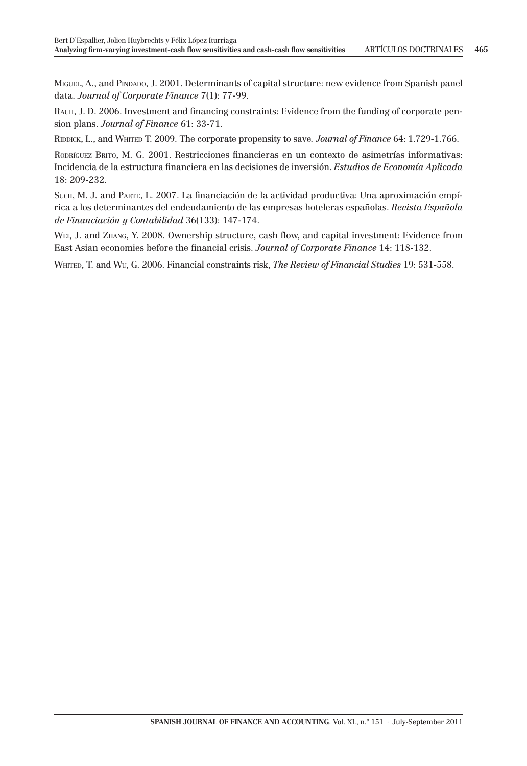Miguel, A., and Pindado, J. 2001. Determinants of capital structure: new evidence from Spanish panel data. *Journal of Corporate Finance* 7(1): 77-99.

Rauh, J. D. 2006. Investment and financing constraints: Evidence from the funding of corporate pension plans. *Journal of Finance* 61: 33-71.

Riddick, L., and Whited T. 2009. The corporate propensity to save*. Journal of Finance* 64: 1.729-1.766.

Rodríguez Brito, M. G. 2001. Restricciones financieras en un contexto de asimetrías informativas: Incidencia de la estructura financiera en las decisiones de inversión. *Estudios de Economía Aplicada* 18: 209-232.

Such, M. J. and Parte, L. 2007. La financiación de la actividad productiva: Una aproximación empírica a los determinantes del endeudamiento de las empresas hoteleras españolas. *Revista Española de Financiación y Contabilidad* 36(133): 147-174.

Wei, J. and Zhang, Y. 2008. Ownership structure, cash flow, and capital investment: Evidence from East Asian economies before the financial crisis. *Journal of Corporate Finance* 14: 118-132.

Whited, T. and Wu, G. 2006. Financial constraints risk, *The Review of Financial Studies* 19: 531-558.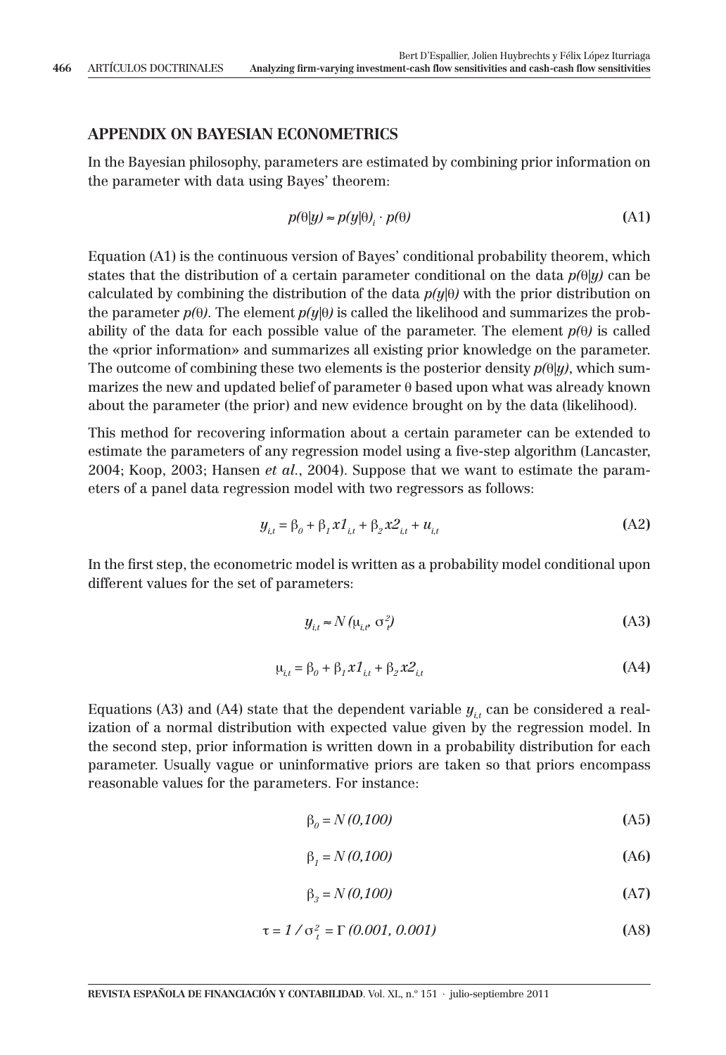## APPENDIX ON BAYESIAN ECONOMETRICS

In the Bayesian philosophy, parameters are estimated by combining prior information on the parameter with data using Bayes' theorem:

$$p(\theta|y) \approx p(y|\theta)_i \cdot p(\theta) \tag{A1}$$

Equation (A1) is the continuous version of Bayes' conditional probability theorem, which states that the distribution of a certain parameter conditional on the data $p(\theta|y)$ can be calculated by combining the distribution of the data $p(y|\theta)$ with the prior distribution on the parameter $p(\theta)$. The element $p(y|\theta)$ is called the likelihood and summarizes the probability of the data for each possible value of the parameter. The element $p(\theta)$ is called the «prior information» and summarizes all existing prior knowledge on the parameter. The outcome of combining these two elements is the posterior density $p(\theta|y)$, which summarizes the new and updated belief of parameter θ based upon what was already known about the parameter (the prior) and new evidence brought on by the data (likelihood).

This method for recovering information about a certain parameter can be extended to estimate the parameters of any regression model using a five-step algorithm (Lancaster, 2004; Koop, 2003; Hansen *et al.*, 2004). Suppose that we want to estimate the parameters of a panel data regression model with two regressors as follows:

$$y_{i,t} = \beta_0 + \beta_1 x1_{i,t} + \beta_2 x2_{i,t} + u_{i,t} \tag{A2}$$

In the first step, the econometric model is written as a probability model conditional upon different values for the set of parameters:

$$y_{i,t} \approx N(\mu_{i,t}, \sigma_t^2) \tag{A3}$$

$$\mu_{i,t} = \beta_0 + \beta_1 x1_{i,t} + \beta_2 x2_{i,t} \tag{A4}$$

Equations (A3) and (A4) state that the dependent variable $y_{i,t}$ can be considered a realization of a normal distribution with expected value given by the regression model. In the second step, prior information is written down in a probability distribution for each parameter. Usually vague or uninformative priors are taken so that priors encompass reasonable values for the parameters. For instance:

$$\beta_0 = N(0{,}100) \tag{A5}$$

$$\beta_1 = N(0{,}100) \tag{A6}$$

$$\beta_3 = N(0{,}100) \tag{A7}$$

$$\tau = 1/\sigma_t^2 = \Gamma(0.001, 0.001) \tag{A8}$$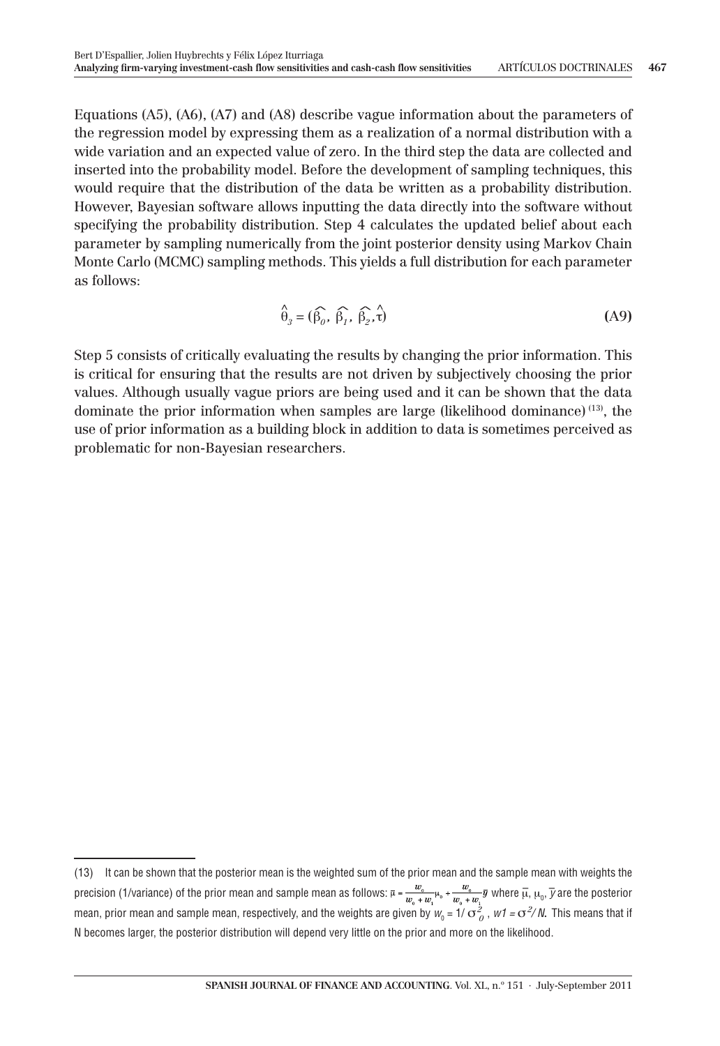Equations (A5), (A6), (A7) and (A8) describe vague information about the parameters of the regression model by expressing them as a realization of a normal distribution with a wide variation and an expected value of zero. In the third step the data are collected and inserted into the probability model. Before the development of sampling techniques, this would require that the distribution of the data be written as a probability distribution. However, Bayesian software allows inputting the data directly into the software without specifying the probability distribution. Step 4 calculates the updated belief about each parameter by sampling numerically from the joint posterior density using Markov Chain Monte Carlo (MCMC) sampling methods. This yields a full distribution for each parameter as follows:

$$\hat{\theta}_3 = (\widehat{\beta_0},\ \widehat{\beta_1},\ \widehat{\beta_2}, \hat{\tau}) \tag{A9}$$

Step 5 consists of critically evaluating the results by changing the prior information. This is critical for ensuring that the results are not driven by subjectively choosing the prior values. Although usually vague priors are being used and it can be shown that the data dominate the prior information when samples are large (likelihood dominance) [13], the use of prior information as a building block in addition to data is sometimes perceived as problematic for non-Bayesian researchers.

---

(13) It can be shown that the posterior mean is the weighted sum of the prior mean and the sample mean with weights the precision (1/variance) of the prior mean and sample mean as follows: $\bar{\mu} = \frac{w_0}{w_0 + w_1}\mu_0 + \frac{w_0}{w_0 + w_1}\bar{y}$ where $\bar{\mu}$, $\mu_0$, $\bar{y}$ are the posterior mean, prior mean and sample mean, respectively, and the weights are given by $w_0 = 1/\sigma_0^2$, $w1 = \sigma^2/N$. This means that if N becomes larger, the posterior distribution will depend very little on the prior and more on the likelihood.